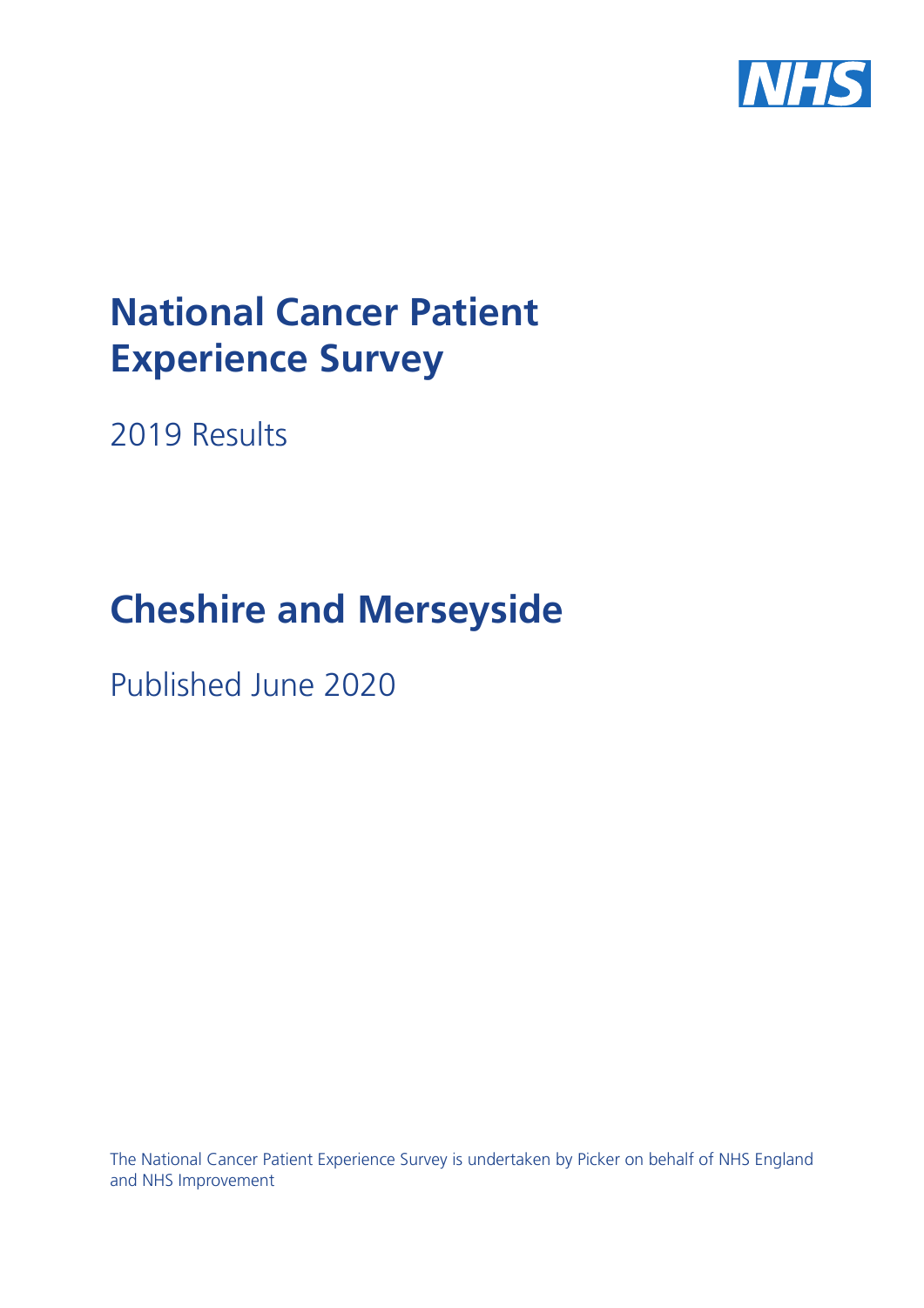# National Cancer Patient Experience Survey

2019 Results

# Cheshire and Merseyside

Published June 2020

The National Cancer Patient Experience Survey is undertaken by Picker on behalf of NHS England and NHS Improvement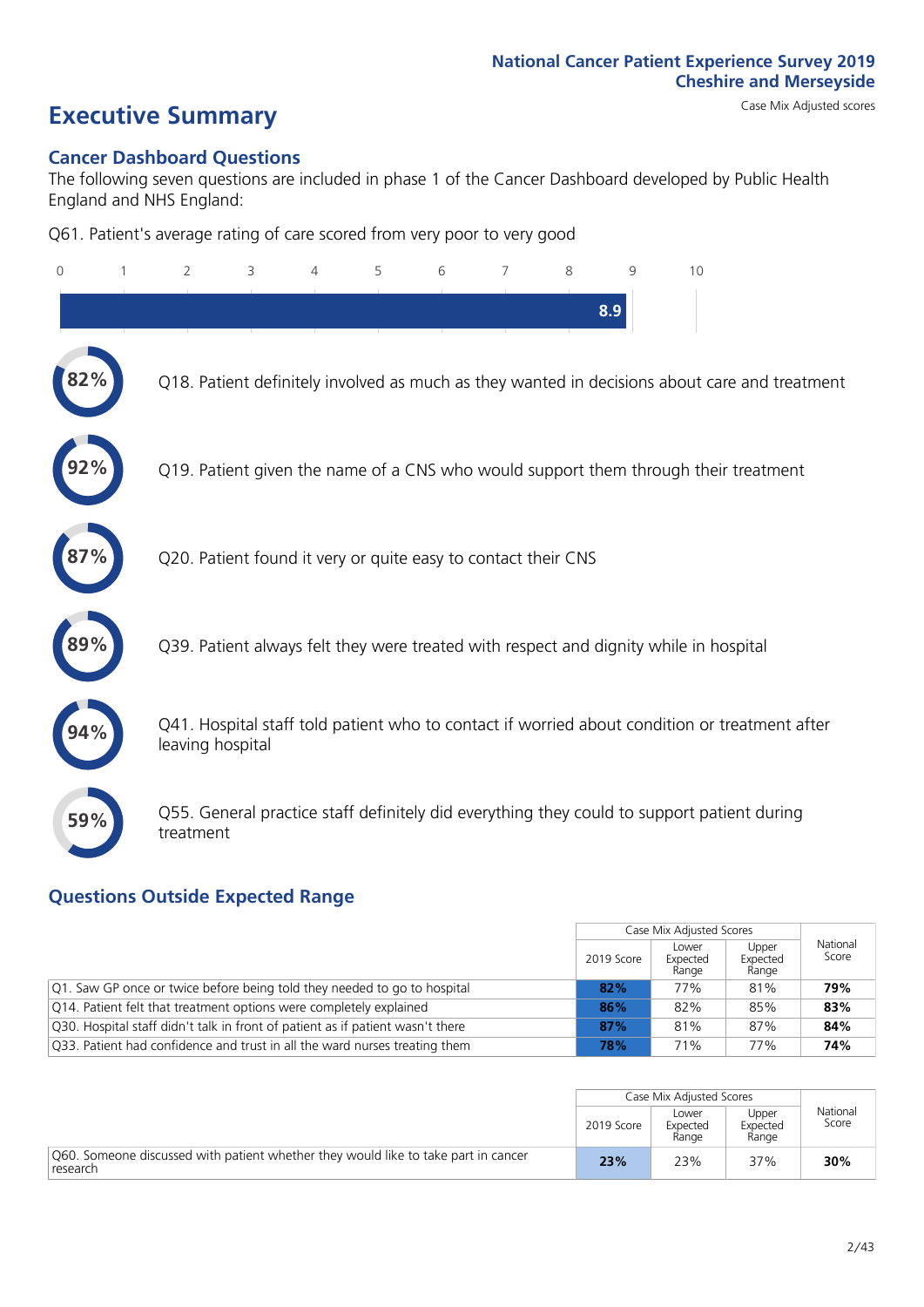National Cancer Patient Experience Survey 2019
Cheshire and Merseyside

# Executive Summary

Case Mix Adjusted scores

## Cancer Dashboard Questions

The following seven questions are included in phase 1 of the Cancer Dashboard developed by Public Health England and NHS England:

Q61. Patient's average rating of care scored from very poor to very good

8.9

82% Q18. Patient definitely involved as much as they wanted in decisions about care and treatment

92% Q19. Patient given the name of a CNS who would support them through their treatment

87% Q20. Patient found it very or quite easy to contact their CNS

89% Q39. Patient always felt they were treated with respect and dignity while in hospital

94% Q41. Hospital staff told patient who to contact if worried about condition or treatment after leaving hospital

59% Q55. General practice staff definitely did everything they could to support patient during treatment

## Questions Outside Expected Range

| | Case Mix Adjusted Scores | | | National Score |
|---|---|---|---|---|
| | 2019 Score | Lower Expected Range | Upper Expected Range | |
| Q1. Saw GP once or twice before being told they needed to go to hospital | **82%** | 77% | 81% | **79%** |
| Q14. Patient felt that treatment options were completely explained | **86%** | 82% | 85% | **83%** |
| Q30. Hospital staff didn't talk in front of patient as if patient wasn't there | **87%** | 81% | 87% | **84%** |
| Q33. Patient had confidence and trust in all the ward nurses treating them | **78%** | 71% | 77% | **74%** |

| | Case Mix Adjusted Scores | | | National Score |
|---|---|---|---|---|
| | 2019 Score | Lower Expected Range | Upper Expected Range | |
| Q60. Someone discussed with patient whether they would like to take part in cancer research | **23%** | 23% | 37% | **30%** |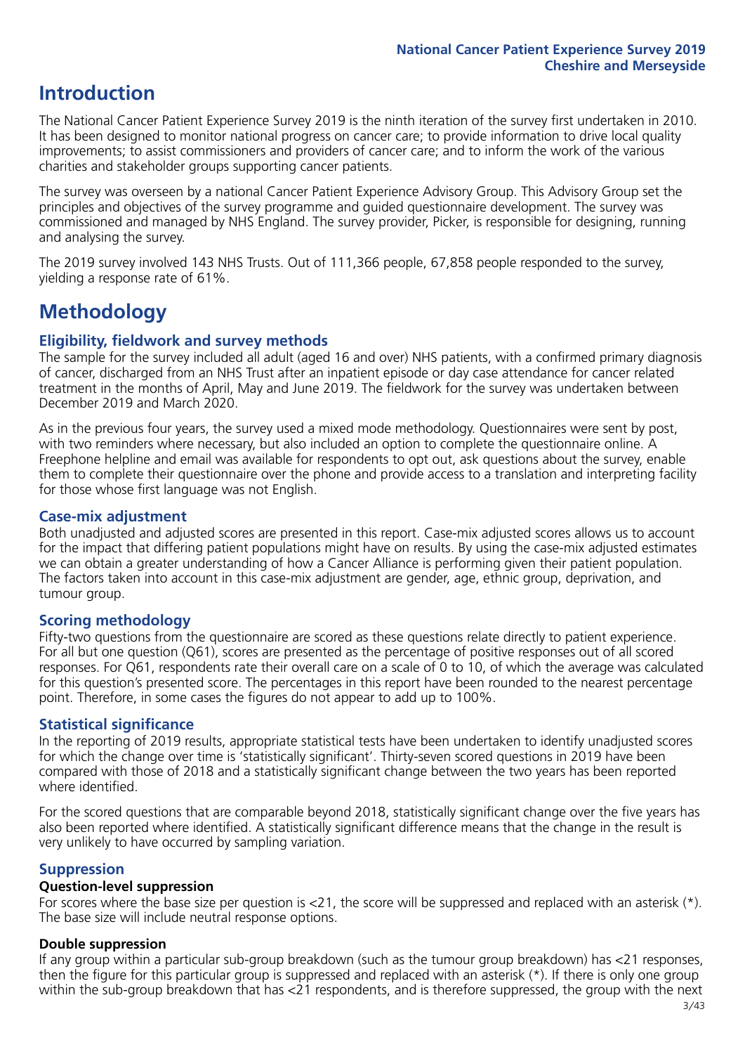# Introduction

The National Cancer Patient Experience Survey 2019 is the ninth iteration of the survey first undertaken in 2010. It has been designed to monitor national progress on cancer care; to provide information to drive local quality improvements; to assist commissioners and providers of cancer care; and to inform the work of the various charities and stakeholder groups supporting cancer patients.

The survey was overseen by a national Cancer Patient Experience Advisory Group. This Advisory Group set the principles and objectives of the survey programme and guided questionnaire development. The survey was commissioned and managed by NHS England. The survey provider, Picker, is responsible for designing, running and analysing the survey.

The 2019 survey involved 143 NHS Trusts. Out of 111,366 people, 67,858 people responded to the survey, yielding a response rate of 61%.

# Methodology

## Eligibility, fieldwork and survey methods

The sample for the survey included all adult (aged 16 and over) NHS patients, with a confirmed primary diagnosis of cancer, discharged from an NHS Trust after an inpatient episode or day case attendance for cancer related treatment in the months of April, May and June 2019. The fieldwork for the survey was undertaken between December 2019 and March 2020.

As in the previous four years, the survey used a mixed mode methodology. Questionnaires were sent by post, with two reminders where necessary, but also included an option to complete the questionnaire online. A Freephone helpline and email was available for respondents to opt out, ask questions about the survey, enable them to complete their questionnaire over the phone and provide access to a translation and interpreting facility for those whose first language was not English.

## Case-mix adjustment

Both unadjusted and adjusted scores are presented in this report. Case-mix adjusted scores allows us to account for the impact that differing patient populations might have on results. By using the case-mix adjusted estimates we can obtain a greater understanding of how a Cancer Alliance is performing given their patient population. The factors taken into account in this case-mix adjustment are gender, age, ethnic group, deprivation, and tumour group.

## Scoring methodology

Fifty-two questions from the questionnaire are scored as these questions relate directly to patient experience. For all but one question (Q61), scores are presented as the percentage of positive responses out of all scored responses. For Q61, respondents rate their overall care on a scale of 0 to 10, of which the average was calculated for this question's presented score. The percentages in this report have been rounded to the nearest percentage point. Therefore, in some cases the figures do not appear to add up to 100%.

## Statistical significance

In the reporting of 2019 results, appropriate statistical tests have been undertaken to identify unadjusted scores for which the change over time is 'statistically significant'. Thirty-seven scored questions in 2019 have been compared with those of 2018 and a statistically significant change between the two years has been reported where identified.

For the scored questions that are comparable beyond 2018, statistically significant change over the five years has also been reported where identified. A statistically significant difference means that the change in the result is very unlikely to have occurred by sampling variation.

## Suppression

### Question-level suppression

For scores where the base size per question is <21, the score will be suppressed and replaced with an asterisk (*). The base size will include neutral response options.

### Double suppression

If any group within a particular sub-group breakdown (such as the tumour group breakdown) has <21 responses, then the figure for this particular group is suppressed and replaced with an asterisk (*). If there is only one group within the sub-group breakdown that has <21 respondents, and is therefore suppressed, the group with the next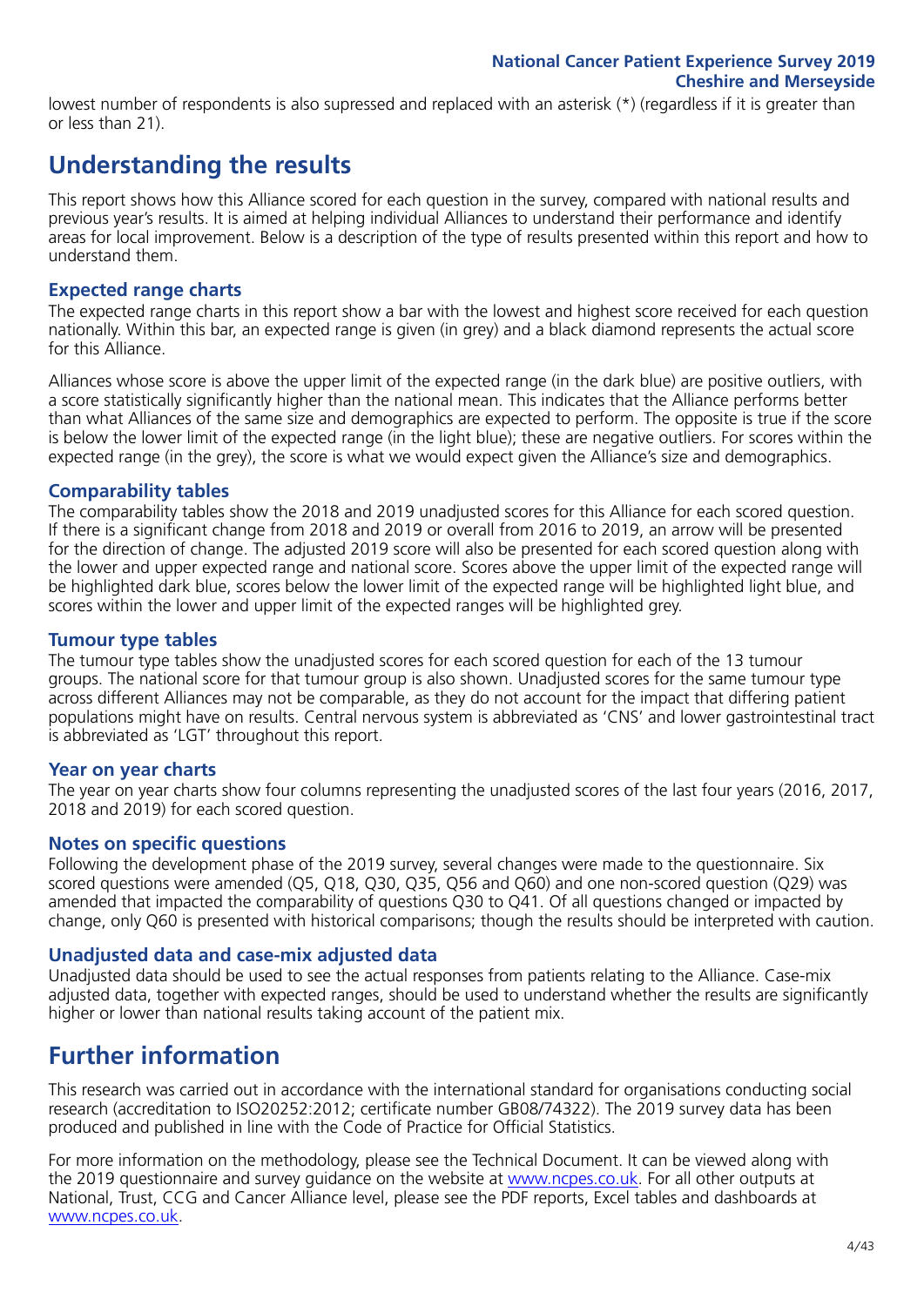lowest number of respondents is also supressed and replaced with an asterisk (*) (regardless if it is greater than or less than 21).

# Understanding the results

This report shows how this Alliance scored for each question in the survey, compared with national results and previous year's results. It is aimed at helping individual Alliances to understand their performance and identify areas for local improvement. Below is a description of the type of results presented within this report and how to understand them.

### Expected range charts

The expected range charts in this report show a bar with the lowest and highest score received for each question nationally. Within this bar, an expected range is given (in grey) and a black diamond represents the actual score for this Alliance.

Alliances whose score is above the upper limit of the expected range (in the dark blue) are positive outliers, with a score statistically significantly higher than the national mean. This indicates that the Alliance performs better than what Alliances of the same size and demographics are expected to perform. The opposite is true if the score is below the lower limit of the expected range (in the light blue); these are negative outliers. For scores within the expected range (in the grey), the score is what we would expect given the Alliance's size and demographics.

### Comparability tables

The comparability tables show the 2018 and 2019 unadjusted scores for this Alliance for each scored question. If there is a significant change from 2018 and 2019 or overall from 2016 to 2019, an arrow will be presented for the direction of change. The adjusted 2019 score will also be presented for each scored question along with the lower and upper expected range and national score. Scores above the upper limit of the expected range will be highlighted dark blue, scores below the lower limit of the expected range will be highlighted light blue, and scores within the lower and upper limit of the expected ranges will be highlighted grey.

### Tumour type tables

The tumour type tables show the unadjusted scores for each scored question for each of the 13 tumour groups. The national score for that tumour group is also shown. Unadjusted scores for the same tumour type across different Alliances may not be comparable, as they do not account for the impact that differing patient populations might have on results. Central nervous system is abbreviated as 'CNS' and lower gastrointestinal tract is abbreviated as 'LGT' throughout this report.

### Year on year charts

The year on year charts show four columns representing the unadjusted scores of the last four years (2016, 2017, 2018 and 2019) for each scored question.

### Notes on specific questions

Following the development phase of the 2019 survey, several changes were made to the questionnaire. Six scored questions were amended (Q5, Q18, Q30, Q35, Q56 and Q60) and one non-scored question (Q29) was amended that impacted the comparability of questions Q30 to Q41. Of all questions changed or impacted by change, only Q60 is presented with historical comparisons; though the results should be interpreted with caution.

### Unadjusted data and case-mix adjusted data

Unadjusted data should be used to see the actual responses from patients relating to the Alliance. Case-mix adjusted data, together with expected ranges, should be used to understand whether the results are significantly higher or lower than national results taking account of the patient mix.

# Further information

This research was carried out in accordance with the international standard for organisations conducting social research (accreditation to ISO20252:2012; certificate number GB08/74322). The 2019 survey data has been produced and published in line with the Code of Practice for Official Statistics.

For more information on the methodology, please see the Technical Document. It can be viewed along with the 2019 questionnaire and survey guidance on the website at www.ncpes.co.uk. For all other outputs at National, Trust, CCG and Cancer Alliance level, please see the PDF reports, Excel tables and dashboards at www.ncpes.co.uk.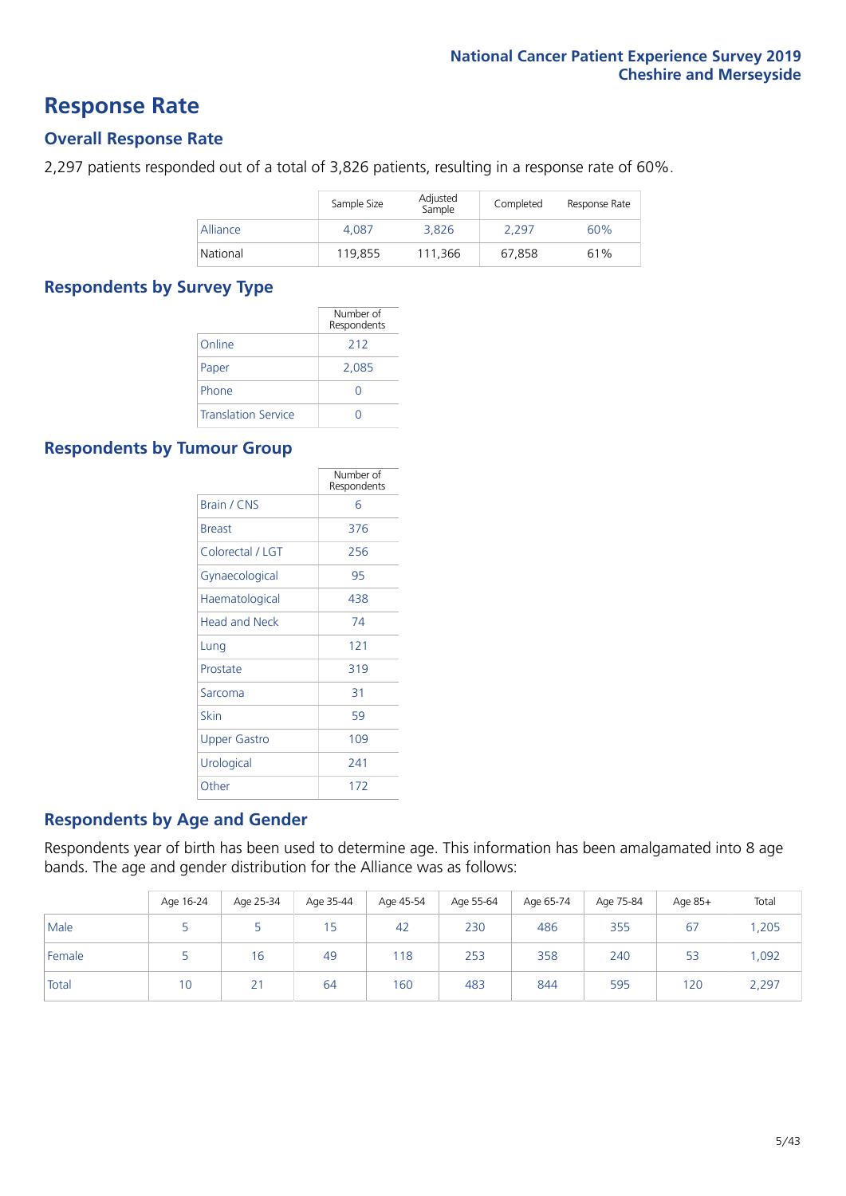# Response Rate

## Overall Response Rate

2,297 patients responded out of a total of 3,826 patients, resulting in a response rate of 60%.

| | Sample Size | Adjusted Sample | Completed | Response Rate |
|---|---|---|---|---|
| Alliance | 4,087 | 3,826 | 2,297 | 60% |
| National | 119,855 | 111,366 | 67,858 | 61% |

## Respondents by Survey Type

| | Number of Respondents |
|---|---|
| Online | 212 |
| Paper | 2,085 |
| Phone | 0 |
| Translation Service | 0 |

## Respondents by Tumour Group

| | Number of Respondents |
|---|---|
| Brain / CNS | 6 |
| Breast | 376 |
| Colorectal / LGT | 256 |
| Gynaecological | 95 |
| Haematological | 438 |
| Head and Neck | 74 |
| Lung | 121 |
| Prostate | 319 |
| Sarcoma | 31 |
| Skin | 59 |
| Upper Gastro | 109 |
| Urological | 241 |
| Other | 172 |

## Respondents by Age and Gender

Respondents year of birth has been used to determine age. This information has been amalgamated into 8 age bands. The age and gender distribution for the Alliance was as follows:

| | Age 16-24 | Age 25-34 | Age 35-44 | Age 45-54 | Age 55-64 | Age 65-74 | Age 75-84 | Age 85+ | Total |
|---|---|---|---|---|---|---|---|---|---|
| Male | 5 | 5 | 15 | 42 | 230 | 486 | 355 | 67 | 1,205 |
| Female | 5 | 16 | 49 | 118 | 253 | 358 | 240 | 53 | 1,092 |
| Total | 10 | 21 | 64 | 160 | 483 | 844 | 595 | 120 | 2,297 |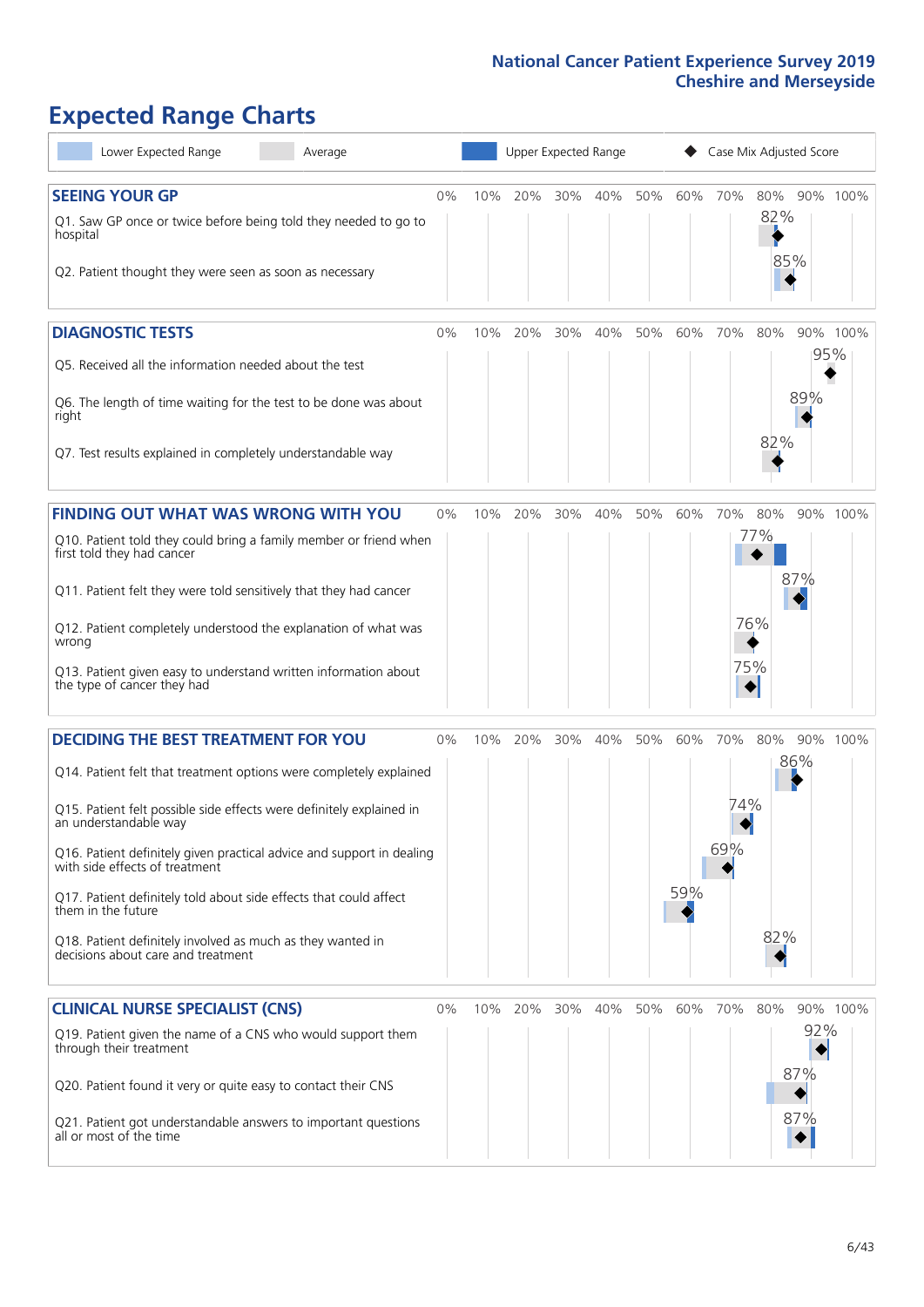## Expected Range Charts

Lower Expected Range | Average | Upper Expected Range | Case Mix Adjusted Score

### SEEING YOUR GP

| Question | Case Mix Adjusted Score |
|---|---|
| Q1. Saw GP once or twice before being told they needed to go to hospital | 82% |
| Q2. Patient thought they were seen as soon as necessary | 85% |

### DIAGNOSTIC TESTS

| Question | Case Mix Adjusted Score |
|---|---|
| Q5. Received all the information needed about the test | 95% |
| Q6. The length of time waiting for the test to be done was about right | 89% |
| Q7. Test results explained in completely understandable way | 82% |

### FINDING OUT WHAT WAS WRONG WITH YOU

| Question | Case Mix Adjusted Score |
|---|---|
| Q10. Patient told they could bring a family member or friend when first told they had cancer | 77% |
| Q11. Patient felt they were told sensitively that they had cancer | 87% |
| Q12. Patient completely understood the explanation of what was wrong | 76% |
| Q13. Patient given easy to understand written information about the type of cancer they had | 75% |

### DECIDING THE BEST TREATMENT FOR YOU

| Question | Case Mix Adjusted Score |
|---|---|
| Q14. Patient felt that treatment options were completely explained | 86% |
| Q15. Patient felt possible side effects were definitely explained in an understandable way | 74% |
| Q16. Patient definitely given practical advice and support in dealing with side effects of treatment | 69% |
| Q17. Patient definitely told about side effects that could affect them in the future | 59% |
| Q18. Patient definitely involved as much as they wanted in decisions about care and treatment | 82% |

### CLINICAL NURSE SPECIALIST (CNS)

| Question | Case Mix Adjusted Score |
|---|---|
| Q19. Patient given the name of a CNS who would support them through their treatment | 92% |
| Q20. Patient found it very or quite easy to contact their CNS | 87% |
| Q21. Patient got understandable answers to important questions all or most of the time | 87% |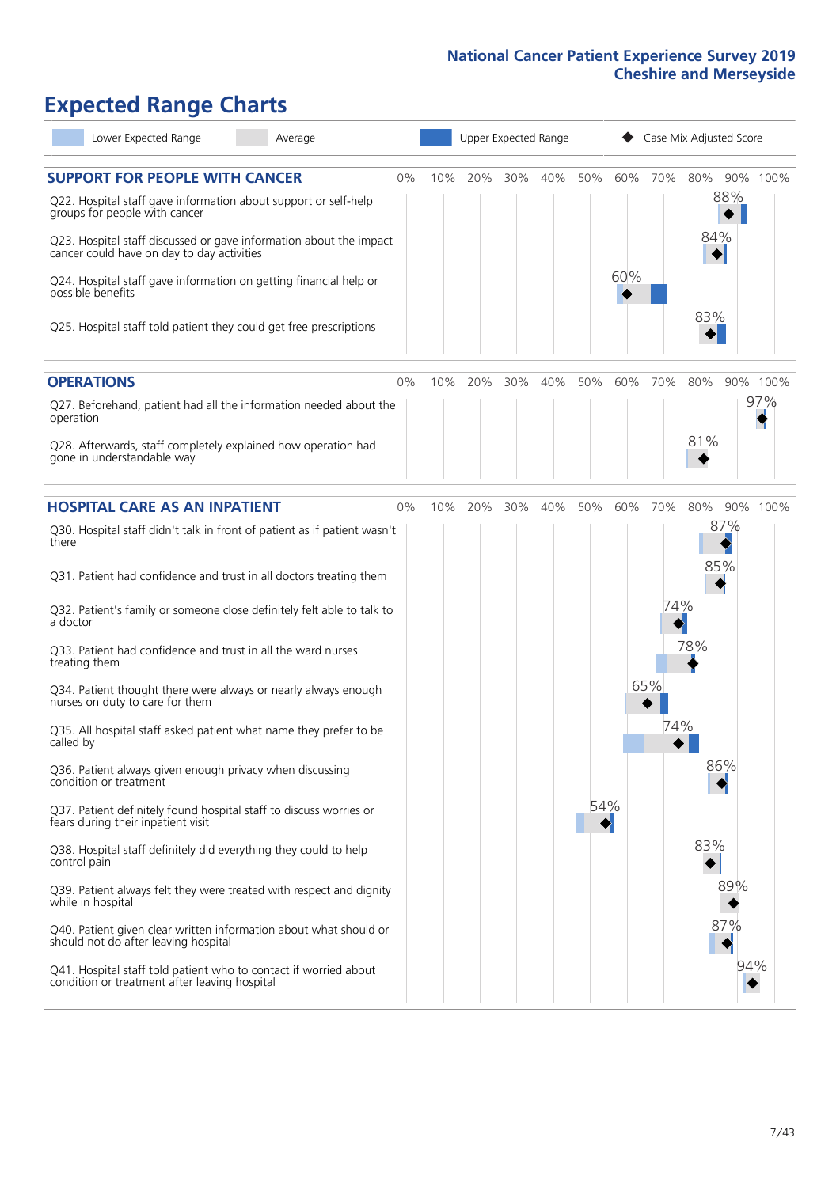# Expected Range Charts

Legend: Lower Expected Range | Average | Upper Expected Range | Case Mix Adjusted Score

## SUPPORT FOR PEOPLE WITH CANCER

| Question | Case Mix Adjusted Score |
|---|---|
| Q22. Hospital staff gave information about support or self-help groups for people with cancer | 88% |
| Q23. Hospital staff discussed or gave information about the impact cancer could have on day to day activities | 84% |
| Q24. Hospital staff gave information on getting financial help or possible benefits | 60% |
| Q25. Hospital staff told patient they could get free prescriptions | 83% |

## OPERATIONS

| Question | Case Mix Adjusted Score |
|---|---|
| Q27. Beforehand, patient had all the information needed about the operation | 97% |
| Q28. Afterwards, staff completely explained how operation had gone in understandable way | 81% |

## HOSPITAL CARE AS AN INPATIENT

| Question | Case Mix Adjusted Score |
|---|---|
| Q30. Hospital staff didn't talk in front of patient as if patient wasn't there | 87% |
| Q31. Patient had confidence and trust in all doctors treating them | 85% |
| Q32. Patient's family or someone close definitely felt able to talk to a doctor | 74% |
| Q33. Patient had confidence and trust in all the ward nurses treating them | 78% |
| Q34. Patient thought there were always or nearly always enough nurses on duty to care for them | 65% |
| Q35. All hospital staff asked patient what name they prefer to be called by | 74% |
| Q36. Patient always given enough privacy when discussing condition or treatment | 86% |
| Q37. Patient definitely found hospital staff to discuss worries or fears during their inpatient visit | 54% |
| Q38. Hospital staff definitely did everything they could to help control pain | 83% |
| Q39. Patient always felt they were treated with respect and dignity while in hospital | 89% |
| Q40. Patient given clear written information about what should or should not do after leaving hospital | 87% |
| Q41. Hospital staff told patient who to contact if worried about condition or treatment after leaving hospital | 94% |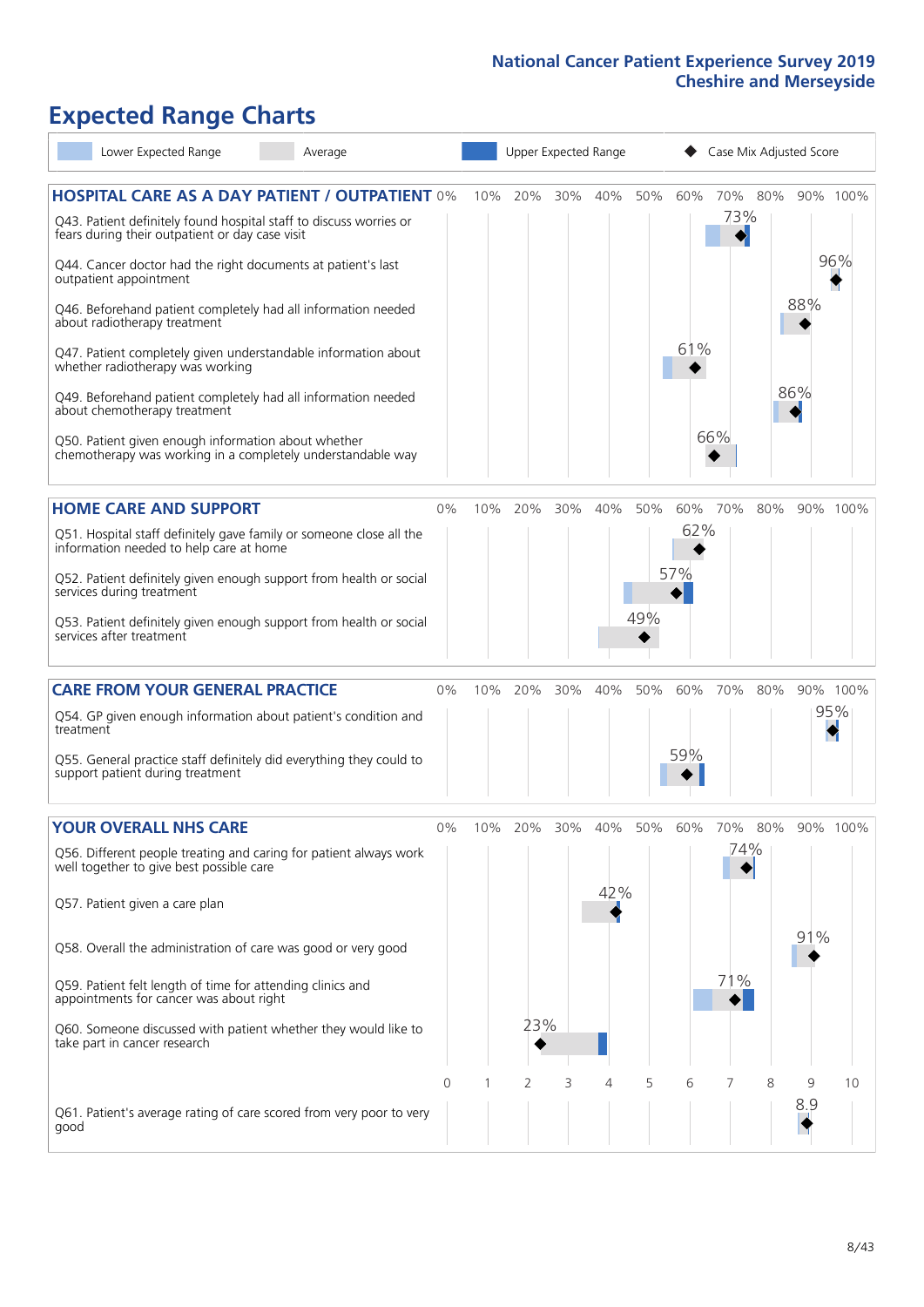# Expected Range Charts

Lower Expected Range | Average | Upper Expected Range | Case Mix Adjusted Score

## HOSPITAL CARE AS A DAY PATIENT / OUTPATIENT

| Question | Score |
|---|---|
| Q43. Patient definitely found hospital staff to discuss worries or fears during their outpatient or day case visit | 73% |
| Q44. Cancer doctor had the right documents at patient's last outpatient appointment | 96% |
| Q46. Beforehand patient completely had all information needed about radiotherapy treatment | 88% |
| Q47. Patient completely given understandable information about whether radiotherapy treatment was working | 61% |
| Q49. Beforehand patient completely had all information needed about chemotherapy treatment | 86% |
| Q50. Patient given enough information about whether chemotherapy was working in a completely understandable way | 66% |

## HOME CARE AND SUPPORT

| Question | Score |
|---|---|
| Q51. Hospital staff definitely gave family or someone close all the information needed to help care at home | 62% |
| Q52. Patient definitely given enough support from health or social services during treatment | 57% |
| Q53. Patient definitely given enough support from health or social services after treatment | 49% |

## CARE FROM YOUR GENERAL PRACTICE

| Question | Score |
|---|---|
| Q54. GP given enough information about patient's condition and treatment | 95% |
| Q55. General practice staff definitely did everything they could to support patient during treatment | 59% |

## YOUR OVERALL NHS CARE

| Question | Score |
|---|---|
| Q56. Different people treating and caring for patient always work well together to give best possible care | 74% |
| Q57. Patient given a care plan | 42% |
| Q58. Overall the administration of care was good or very good | 91% |
| Q59. Patient felt length of time for attending clinics and appointments for cancer was about right | 71% |
| Q60. Someone discussed with patient whether they would like to take part in cancer research | 23% |
| Q61. Patient's average rating of care scored from very poor to very good | 8.9 |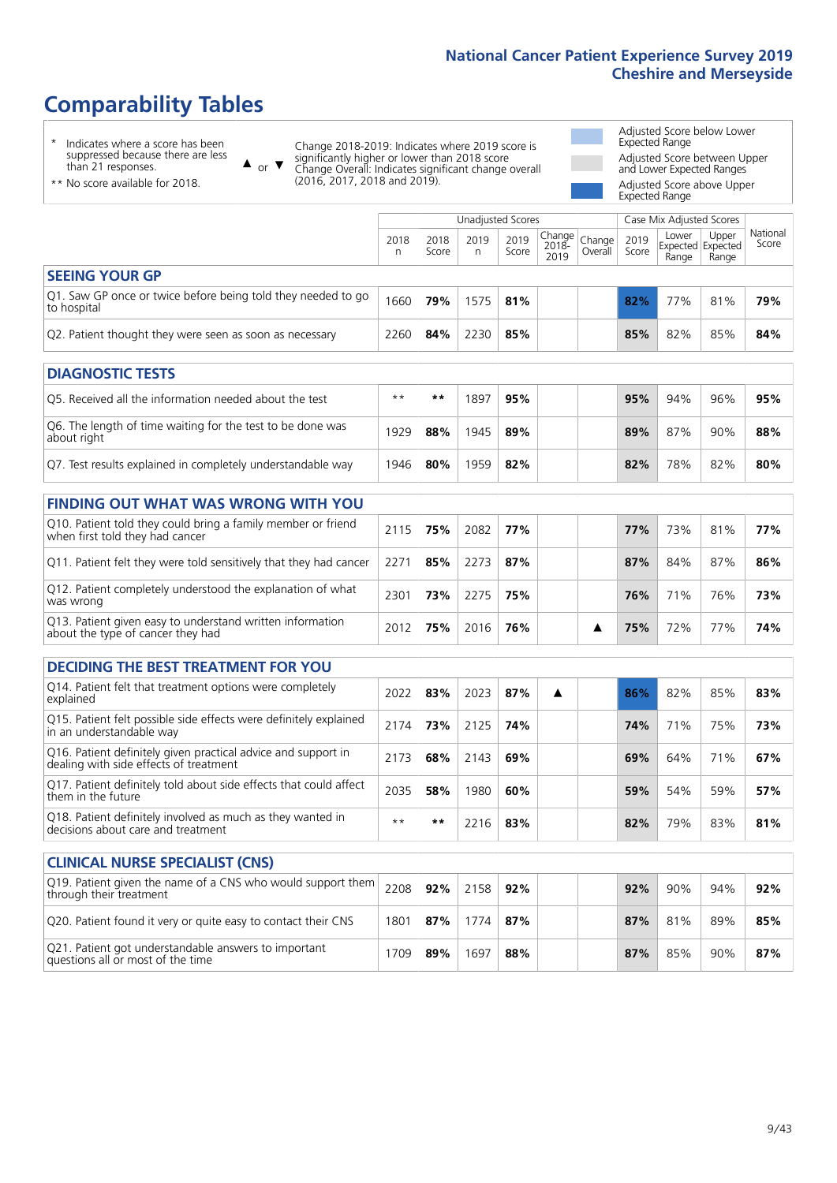# Comparability Tables

\* Indicates where a score has been suppressed because there are less than 21 responses.

\*\* No score available for 2018.

▲ or ▼ Change 2018-2019: Indicates where 2019 score is significantly higher or lower than 2018 score. Change Overall: Indicates significant change overall (2016, 2017, 2018 and 2019).

Adjusted Score below Lower Expected Range

Adjusted Score between Upper and Lower Expected Ranges

Adjusted Score above Upper Expected Range

| | Unadjusted Scores | | | | | | Case Mix Adjusted Scores | | | |
|---|---|---|---|---|---|---|---|---|---|---|
| | 2018 n | 2018 Score | 2019 n | 2019 Score | Change 2018-2019 | Change Overall | 2019 Score | Lower Expected Range | Upper Expected Range | National Score |
| **SEEING YOUR GP** | | | | | | | | | | |
| Q1. Saw GP once or twice before being told they needed to go to hospital | 1660 | **79%** | 1575 | **81%** | | | **82%** | 77% | 81% | **79%** |
| Q2. Patient thought they were seen as soon as necessary | 2260 | **84%** | 2230 | **85%** | | | **85%** | 82% | 85% | **84%** |
| **DIAGNOSTIC TESTS** | | | | | | | | | | |
| Q5. Received all the information needed about the test | ** | ** | 1897 | **95%** | | | **95%** | 94% | 96% | **95%** |
| Q6. The length of time waiting for the test to be done was about right | 1929 | **88%** | 1945 | **89%** | | | **89%** | 87% | 90% | **88%** |
| Q7. Test results explained in completely understandable way | 1946 | **80%** | 1959 | **82%** | | | **82%** | 78% | 82% | **80%** |
| **FINDING OUT WHAT WAS WRONG WITH YOU** | | | | | | | | | | |
| Q10. Patient told they could bring a family member or friend when first told they had cancer | 2115 | **75%** | 2082 | **77%** | | | **77%** | 73% | 81% | **77%** |
| Q11. Patient felt they were told sensitively that they had cancer | 2271 | **85%** | 2273 | **87%** | | | **87%** | 84% | 87% | **86%** |
| Q12. Patient completely understood the explanation of what was wrong | 2301 | **73%** | 2275 | **75%** | | | **76%** | 71% | 76% | **73%** |
| Q13. Patient given easy to understand written information about the type of cancer they had | 2012 | **75%** | 2016 | **76%** | | ▲ | **75%** | 72% | 77% | **74%** |
| **DECIDING THE BEST TREATMENT FOR YOU** | | | | | | | | | | |
| Q14. Patient felt that treatment options were completely explained | 2022 | **83%** | 2023 | **87%** | ▲ | | **86%** | 82% | 85% | **83%** |
| Q15. Patient felt possible side effects were definitely explained in an understandable way | 2174 | **73%** | 2125 | **74%** | | | **74%** | 71% | 75% | **73%** |
| Q16. Patient definitely given practical advice and support in dealing with side effects of treatment | 2173 | **68%** | 2143 | **69%** | | | **69%** | 64% | 71% | **67%** |
| Q17. Patient definitely told about side effects that could affect them in the future | 2035 | **58%** | 1980 | **60%** | | | **59%** | 54% | 59% | **57%** |
| Q18. Patient definitely involved as much as they wanted in decisions about care and treatment | ** | ** | 2216 | **83%** | | | **82%** | 79% | 83% | **81%** |
| **CLINICAL NURSE SPECIALIST (CNS)** | | | | | | | | | | |
| Q19. Patient given the name of a CNS who would support them through their treatment | 2208 | **92%** | 2158 | **92%** | | | **92%** | 90% | 94% | **92%** |
| Q20. Patient found it very or quite easy to contact their CNS | 1801 | **87%** | 1774 | **87%** | | | **87%** | 81% | 89% | **85%** |
| Q21. Patient got understandable answers to important questions all or most of the time | 1709 | **89%** | 1697 | **88%** | | | **87%** | 85% | 90% | **87%** |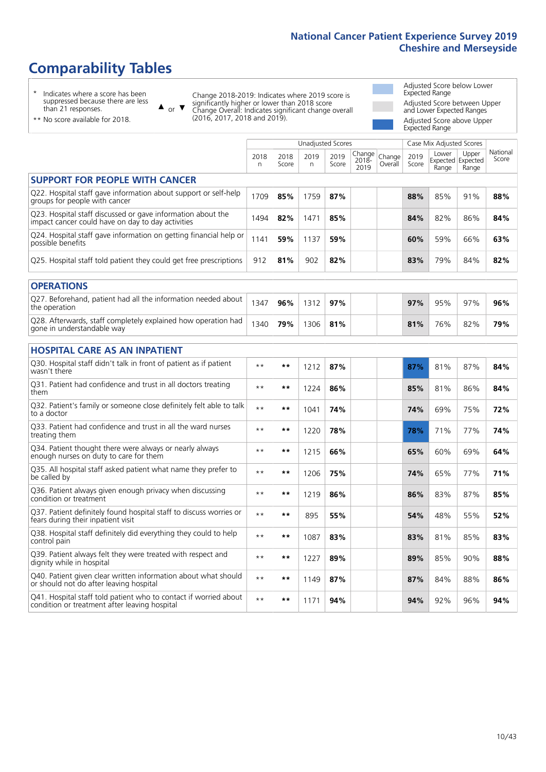# Comparability Tables

\* Indicates where a score has been suppressed because there are less than 21 responses.

\*\* No score available for 2018.

▲ or ▼ Change 2018-2019: Indicates where 2019 score is significantly higher or lower than 2018 score. Change Overall: Indicates significant change overall (2016, 2017, 2018 and 2019).

Adjusted Score below Lower Expected Range

Adjusted Score between Upper and Lower Expected Ranges

Adjusted Score above Upper Expected Range

| | Unadjusted Scores | | | | | | Case Mix Adjusted Scores | | | |
|---|---|---|---|---|---|---|---|---|---|---|
| | 2018 n | 2018 Score | 2019 n | 2019 Score | Change 2018-2019 | Change Overall | 2019 Score | Lower Expected Range | Upper Expected Range | National Score |
| **SUPPORT FOR PEOPLE WITH CANCER** | | | | | | | | | | |
| Q22. Hospital staff gave information about support or self-help groups for people with cancer | 1709 | **85%** | 1759 | **87%** | | | **88%** | 85% | 91% | **88%** |
| Q23. Hospital staff discussed or gave information about the impact cancer could have on day to day activities | 1494 | **82%** | 1471 | **85%** | | | **84%** | 82% | 86% | **84%** |
| Q24. Hospital staff gave information on getting financial help or possible benefits | 1141 | **59%** | 1137 | **59%** | | | **60%** | 59% | 66% | **63%** |
| Q25. Hospital staff told patient they could get free prescriptions | 912 | **81%** | 902 | **82%** | | | **83%** | 79% | 84% | **82%** |
| **OPERATIONS** | | | | | | | | | | |
| Q27. Beforehand, patient had all the information needed about the operation | 1347 | **96%** | 1312 | **97%** | | | **97%** | 95% | 97% | **96%** |
| Q28. Afterwards, staff completely explained how operation had gone in understandable way | 1340 | **79%** | 1306 | **81%** | | | **81%** | 76% | 82% | **79%** |
| **HOSPITAL CARE AS AN INPATIENT** | | | | | | | | | | |
| Q30. Hospital staff didn't talk in front of patient as if patient wasn't there | ** | ** | 1212 | **87%** | | | **87%** | 81% | 87% | **84%** |
| Q31. Patient had confidence and trust in all doctors treating them | ** | ** | 1224 | **86%** | | | **85%** | 81% | 86% | **84%** |
| Q32. Patient's family or someone close definitely felt able to talk to a doctor | ** | ** | 1041 | **74%** | | | **74%** | 69% | 75% | **72%** |
| Q33. Patient had confidence and trust in all the ward nurses treating them | ** | ** | 1220 | **78%** | | | **78%** | 71% | 77% | **74%** |
| Q34. Patient thought there were always or nearly always enough nurses on duty to care for them | ** | ** | 1215 | **66%** | | | **65%** | 60% | 69% | **64%** |
| Q35. All hospital staff asked patient what name they prefer to be called by | ** | ** | 1206 | **75%** | | | **74%** | 65% | 77% | **71%** |
| Q36. Patient always given enough privacy when discussing condition or treatment | ** | ** | 1219 | **86%** | | | **86%** | 83% | 87% | **85%** |
| Q37. Patient definitely found hospital staff to discuss worries or fears during their inpatient visit | ** | ** | 895 | **55%** | | | **54%** | 48% | 55% | **52%** |
| Q38. Hospital staff definitely did everything they could to help control pain | ** | ** | 1087 | **83%** | | | **83%** | 81% | 85% | **83%** |
| Q39. Patient always felt they were treated with respect and dignity while in hospital | ** | ** | 1227 | **89%** | | | **89%** | 85% | 90% | **88%** |
| Q40. Patient given clear written information about what should or should not do after leaving hospital | ** | ** | 1149 | **87%** | | | **87%** | 84% | 88% | **86%** |
| Q41. Hospital staff told patient who to contact if worried about condition or treatment after leaving hospital | ** | ** | 1171 | **94%** | | | **94%** | 92% | 96% | **94%** |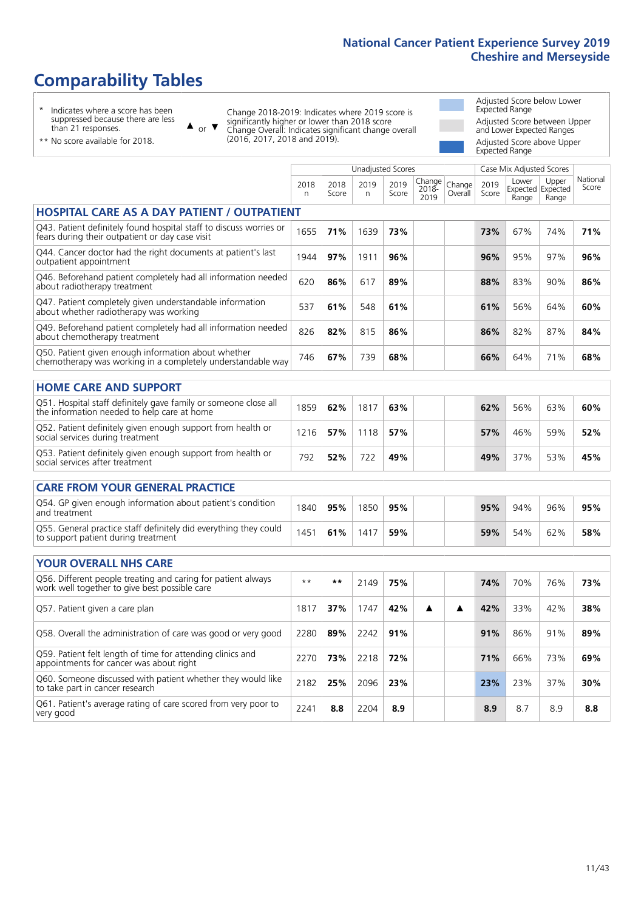# Comparability Tables

\* Indicates where a score has been suppressed because there are less than 21 responses.

\*\* No score available for 2018.

▲ or ▼ Change 2018-2019: Indicates where 2019 score is significantly higher or lower than 2018 score. Change Overall: Indicates significant change overall (2016, 2017, 2018 and 2019).

Adjusted Score below Lower Expected Range

Adjusted Score between Upper and Lower Expected Ranges

Adjusted Score above Upper Expected Range

| | Unadjusted Scores | | | | | | Case Mix Adjusted Scores | | | |
|---|---|---|---|---|---|---|---|---|---|---|
| | 2018 n | 2018 Score | 2019 n | 2019 Score | Change 2018-2019 | Change Overall | 2019 Score | Lower Expected Range | Upper Expected Range | National Score |
| **HOSPITAL CARE AS A DAY PATIENT / OUTPATIENT** | | | | | | | | | | |
| Q43. Patient definitely found hospital staff to discuss worries or fears during their outpatient or day case visit | 1655 | **71%** | 1639 | **73%** | | | **73%** | 67% | 74% | **71%** |
| Q44. Cancer doctor had the right documents at patient's last outpatient appointment | 1944 | **97%** | 1911 | **96%** | | | **96%** | 95% | 97% | **96%** |
| Q46. Beforehand patient completely had all information needed about radiotherapy treatment | 620 | **86%** | 617 | **89%** | | | **88%** | 83% | 90% | **86%** |
| Q47. Patient completely given understandable information about whether radiotherapy was working | 537 | **61%** | 548 | **61%** | | | **61%** | 56% | 64% | **60%** |
| Q49. Beforehand patient completely had all information needed about chemotherapy treatment | 826 | **82%** | 815 | **86%** | | | **86%** | 82% | 87% | **84%** |
| Q50. Patient given enough information about whether chemotherapy was working in a completely understandable way | 746 | **67%** | 739 | **68%** | | | **66%** | 64% | 71% | **68%** |
| **HOME CARE AND SUPPORT** | | | | | | | | | | |
| Q51. Hospital staff definitely gave family or someone close all the information needed to help care at home | 1859 | **62%** | 1817 | **63%** | | | **62%** | 56% | 63% | **60%** |
| Q52. Patient definitely given enough support from health or social services during treatment | 1216 | **57%** | 1118 | **57%** | | | **57%** | 46% | 59% | **52%** |
| Q53. Patient definitely given enough support from health or social services after treatment | 792 | **52%** | 722 | **49%** | | | **49%** | 37% | 53% | **45%** |
| **CARE FROM YOUR GENERAL PRACTICE** | | | | | | | | | | |
| Q54. GP given enough information about patient's condition and treatment | 1840 | **95%** | 1850 | **95%** | | | **95%** | 94% | 96% | **95%** |
| Q55. General practice staff definitely did everything they could to support patient during treatment | 1451 | **61%** | 1417 | **59%** | | | **59%** | 54% | 62% | **58%** |
| **YOUR OVERALL NHS CARE** | | | | | | | | | | |
| Q56. Different people treating and caring for patient always work well together to give best possible care | ** | ** | 2149 | **75%** | | | **74%** | 70% | 76% | **73%** |
| Q57. Patient given a care plan | 1817 | **37%** | 1747 | **42%** | ▲ | ▲ | **42%** | 33% | 42% | **38%** |
| Q58. Overall the administration of care was good or very good | 2280 | **89%** | 2242 | **91%** | | | **91%** | 86% | 91% | **89%** |
| Q59. Patient felt length of time for attending clinics and appointments for cancer was about right | 2270 | **73%** | 2218 | **72%** | | | **71%** | 66% | 73% | **69%** |
| Q60. Someone discussed with patient whether they would like to take part in cancer research | 2182 | **25%** | 2096 | **23%** | | | **23%** | 23% | 37% | **30%** |
| Q61. Patient's average rating of care scored from very poor to very good | 2241 | **8.8** | 2204 | **8.9** | | | **8.9** | 8.7 | 8.9 | **8.8** |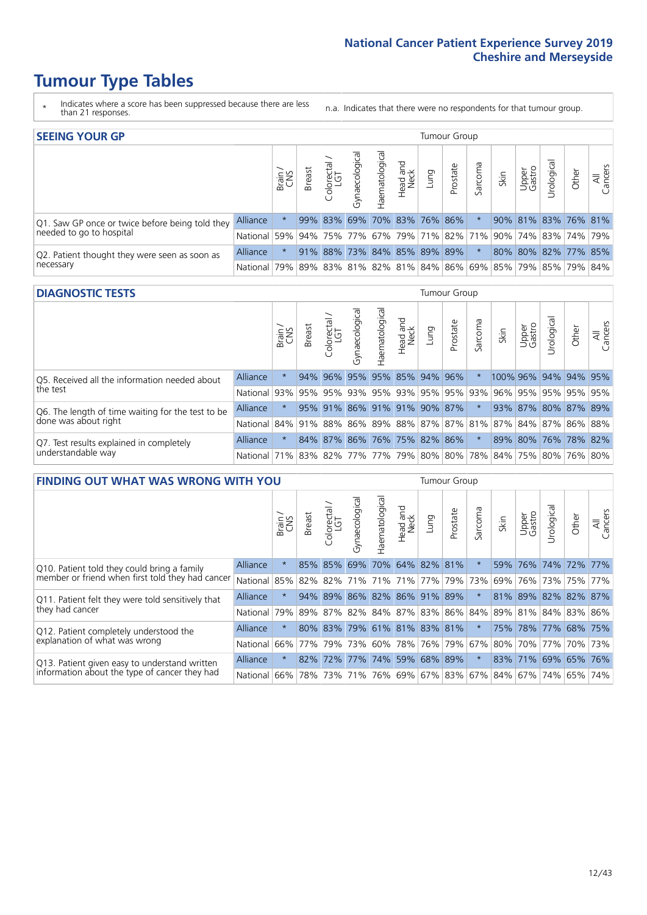# Tumour Type Tables

\* Indicates where a score has been suppressed because there are less than 21 responses.

n.a. Indicates that there were no respondents for that tumour group.

## SEEING YOUR GP

| | | Brain / CNS | Breast | Colorectal / LGT | Gynaecological | Haematological | Head and Neck | Lung | Prostate | Sarcoma | Skin | Upper Gastro | Urological | Other | All Cancers |
|---|---|---|---|---|---|---|---|---|---|---|---|---|---|---|---|
| Q1. Saw GP once or twice before being told they needed to go to hospital | Alliance | * | 99% | 83% | 69% | 70% | 83% | 76% | 86% | * | 90% | 81% | 83% | 76% | 81% |
| | National | 59% | 94% | 75% | 77% | 67% | 79% | 71% | 82% | 71% | 90% | 74% | 83% | 74% | 79% |
| Q2. Patient thought they were seen as soon as necessary | Alliance | * | 91% | 88% | 73% | 84% | 85% | 89% | 89% | * | 80% | 80% | 82% | 77% | 85% |
| | National | 79% | 89% | 83% | 81% | 82% | 81% | 84% | 86% | 69% | 85% | 79% | 85% | 79% | 84% |

## DIAGNOSTIC TESTS

| | | Brain / CNS | Breast | Colorectal / LGT | Gynaecological | Haematological | Head and Neck | Lung | Prostate | Sarcoma | Skin | Upper Gastro | Urological | Other | All Cancers |
|---|---|---|---|---|---|---|---|---|---|---|---|---|---|---|---|
| Q5. Received all the information needed about the test | Alliance | * | 94% | 96% | 95% | 95% | 85% | 94% | 96% | * | 100% | 96% | 94% | 94% | 95% |
| | National | 93% | 95% | 95% | 93% | 95% | 93% | 95% | 95% | 93% | 96% | 95% | 95% | 95% | 95% |
| Q6. The length of time waiting for the test to be done was about right | Alliance | * | 95% | 91% | 86% | 91% | 91% | 90% | 87% | * | 93% | 87% | 80% | 87% | 89% |
| | National | 84% | 91% | 88% | 86% | 89% | 88% | 87% | 87% | 81% | 87% | 84% | 87% | 86% | 88% |
| Q7. Test results explained in completely understandable way | Alliance | * | 84% | 87% | 86% | 76% | 75% | 82% | 86% | * | 89% | 80% | 76% | 78% | 82% |
| | National | 71% | 83% | 82% | 77% | 77% | 79% | 80% | 80% | 78% | 84% | 75% | 80% | 76% | 80% |

## FINDING OUT WHAT WAS WRONG WITH YOU

| | | Brain / CNS | Breast | Colorectal / LGT | Gynaecological | Haematological | Head and Neck | Lung | Prostate | Sarcoma | Skin | Upper Gastro | Urological | Other | All Cancers |
|---|---|---|---|---|---|---|---|---|---|---|---|---|---|---|---|
| Q10. Patient told they could bring a family member or friend when first told they had cancer | Alliance | * | 85% | 85% | 69% | 70% | 64% | 82% | 81% | * | 59% | 76% | 74% | 72% | 77% |
| | National | 85% | 82% | 82% | 71% | 71% | 71% | 77% | 79% | 73% | 69% | 76% | 73% | 75% | 77% |
| Q11. Patient felt they were told sensitively that they had cancer | Alliance | * | 94% | 89% | 86% | 82% | 86% | 91% | 89% | * | 81% | 89% | 82% | 82% | 87% |
| | National | 79% | 89% | 87% | 82% | 84% | 87% | 83% | 86% | 84% | 89% | 81% | 84% | 83% | 86% |
| Q12. Patient completely understood the explanation of what was wrong | Alliance | * | 80% | 83% | 79% | 61% | 81% | 83% | 81% | * | 75% | 78% | 77% | 68% | 75% |
| | National | 66% | 77% | 79% | 73% | 60% | 78% | 76% | 79% | 67% | 80% | 70% | 77% | 70% | 73% |
| Q13. Patient given easy to understand written information about the type of cancer they had | Alliance | * | 82% | 72% | 77% | 74% | 59% | 68% | 89% | * | 83% | 71% | 69% | 65% | 76% |
| | National | 66% | 78% | 73% | 71% | 76% | 69% | 67% | 83% | 67% | 84% | 67% | 74% | 65% | 74% |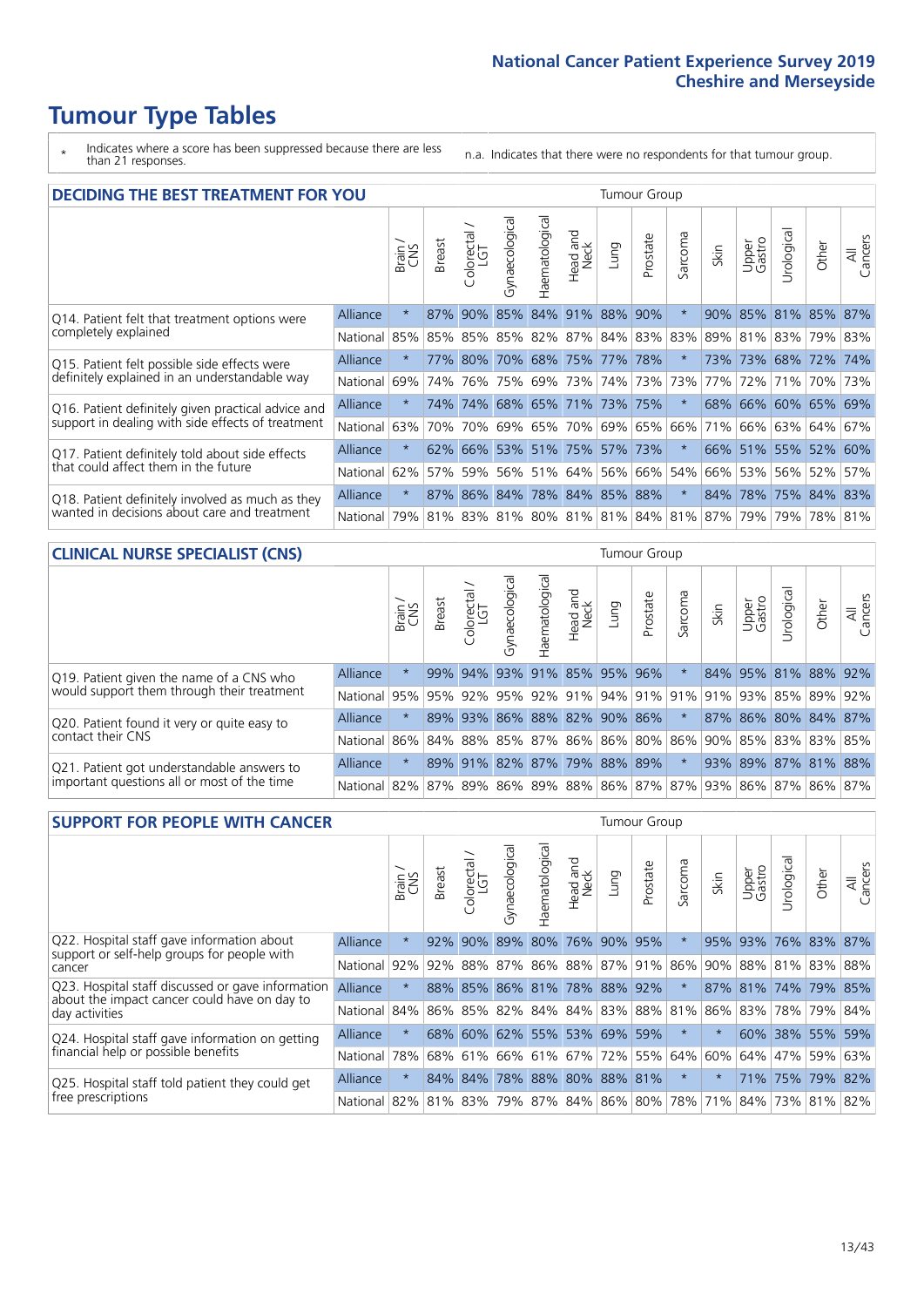# Tumour Type Tables

\* Indicates where a score has been suppressed because there are less than 21 responses.

n.a. Indicates that there were no respondents for that tumour group.

## DECIDING THE BEST TREATMENT FOR YOU

| | | Brain / CNS | Breast | Colorectal / LGT | Gynaecological | Haematological | Head and Neck | Lung | Prostate | Sarcoma | Skin | Upper Gastro | Urological | Other | All Cancers |
|---|---|---|---|---|---|---|---|---|---|---|---|---|---|---|---|
| Q14. Patient felt that treatment options were completely explained | Alliance | * | 87% | 90% | 85% | 84% | 91% | 88% | 90% | * | 90% | 85% | 81% | 85% | 87% |
| | National | 85% | 85% | 85% | 85% | 82% | 87% | 84% | 83% | 83% | 89% | 81% | 83% | 79% | 83% |
| Q15. Patient felt possible side effects were definitely explained in an understandable way | Alliance | * | 77% | 80% | 70% | 68% | 75% | 77% | 78% | * | 73% | 73% | 68% | 72% | 74% |
| | National | 69% | 74% | 76% | 75% | 69% | 73% | 74% | 73% | 73% | 77% | 72% | 71% | 70% | 73% |
| Q16. Patient definitely given practical advice and support in dealing with side effects of treatment | Alliance | * | 74% | 74% | 68% | 65% | 71% | 73% | 75% | * | 68% | 66% | 60% | 65% | 69% |
| | National | 63% | 70% | 70% | 69% | 65% | 70% | 69% | 65% | 66% | 71% | 66% | 63% | 64% | 67% |
| Q17. Patient definitely told about side effects that could affect them in the future | Alliance | * | 62% | 66% | 53% | 51% | 75% | 57% | 73% | * | 66% | 51% | 55% | 52% | 60% |
| | National | 62% | 57% | 59% | 56% | 51% | 64% | 56% | 66% | 54% | 66% | 53% | 56% | 52% | 57% |
| Q18. Patient definitely involved as much as they wanted in decisions about care and treatment | Alliance | * | 87% | 86% | 84% | 78% | 84% | 85% | 88% | * | 84% | 78% | 75% | 84% | 83% |
| | National | 79% | 81% | 83% | 81% | 80% | 81% | 81% | 84% | 81% | 87% | 79% | 79% | 78% | 81% |

## CLINICAL NURSE SPECIALIST (CNS)

| | | Brain / CNS | Breast | Colorectal / LGT | Gynaecological | Haematological | Head and Neck | Lung | Prostate | Sarcoma | Skin | Upper Gastro | Urological | Other | All Cancers |
|---|---|---|---|---|---|---|---|---|---|---|---|---|---|---|---|
| Q19. Patient given the name of a CNS who would support them through their treatment | Alliance | * | 99% | 94% | 93% | 91% | 85% | 95% | 96% | * | 84% | 95% | 81% | 88% | 92% |
| | National | 95% | 95% | 92% | 95% | 92% | 91% | 94% | 91% | 91% | 91% | 93% | 85% | 89% | 92% |
| Q20. Patient found it very or quite easy to contact their CNS | Alliance | * | 89% | 93% | 86% | 88% | 82% | 90% | 86% | * | 87% | 86% | 80% | 84% | 87% |
| | National | 86% | 84% | 88% | 85% | 87% | 86% | 86% | 80% | 86% | 90% | 85% | 83% | 83% | 85% |
| Q21. Patient got understandable answers to important questions all or most of the time | Alliance | * | 89% | 91% | 82% | 87% | 79% | 88% | 89% | * | 93% | 89% | 87% | 81% | 88% |
| | National | 82% | 87% | 89% | 86% | 89% | 88% | 86% | 87% | 87% | 93% | 86% | 87% | 86% | 87% |

## SUPPORT FOR PEOPLE WITH CANCER

| | | Brain / CNS | Breast | Colorectal / LGT | Gynaecological | Haematological | Head and Neck | Lung | Prostate | Sarcoma | Skin | Upper Gastro | Urological | Other | All Cancers |
|---|---|---|---|---|---|---|---|---|---|---|---|---|---|---|---|
| Q22. Hospital staff gave information about support or self-help groups for people with cancer | Alliance | * | 92% | 90% | 89% | 80% | 76% | 90% | 95% | * | 95% | 93% | 76% | 83% | 87% |
| | National | 92% | 92% | 88% | 87% | 86% | 88% | 87% | 91% | 86% | 90% | 88% | 81% | 83% | 88% |
| Q23. Hospital staff discussed or gave information about the impact cancer could have on day to day activities | Alliance | * | 88% | 85% | 86% | 81% | 78% | 88% | 92% | * | 87% | 81% | 74% | 79% | 85% |
| | National | 84% | 86% | 85% | 82% | 84% | 84% | 83% | 88% | 81% | 86% | 83% | 78% | 79% | 84% |
| Q24. Hospital staff gave information on getting financial help or possible benefits | Alliance | * | 68% | 60% | 62% | 55% | 53% | 69% | 59% | * | * | 60% | 38% | 55% | 59% |
| | National | 78% | 68% | 61% | 66% | 61% | 67% | 72% | 55% | 64% | 60% | 64% | 47% | 59% | 63% |
| Q25. Hospital staff told patient they could get free prescriptions | Alliance | * | 84% | 84% | 78% | 88% | 80% | 88% | 81% | * | * | 71% | 75% | 79% | 82% |
| | National | 82% | 81% | 83% | 79% | 87% | 84% | 86% | 80% | 78% | 71% | 84% | 73% | 81% | 82% |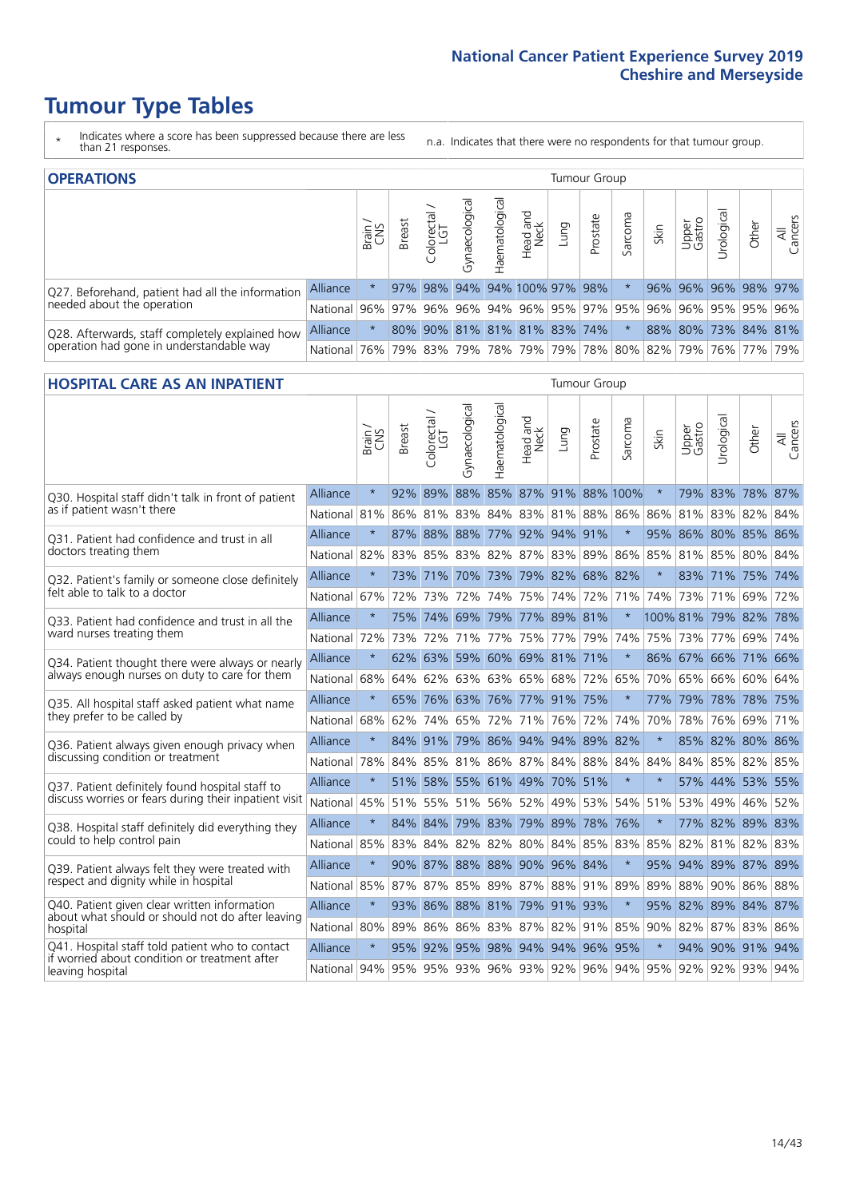# Tumour Type Tables

\* Indicates where a score has been suppressed because there are less than 21 responses.

n.a. Indicates that there were no respondents for that tumour group.

## OPERATIONS

| | | Brain / CNS | Breast | Colorectal / LGT | Gynaecological | Haematological | Head and Neck | Lung | Prostate | Sarcoma | Skin | Upper Gastro | Urological | Other | All Cancers |
|---|---|---|---|---|---|---|---|---|---|---|---|---|---|---|---|
| Q27. Beforehand, patient had all the information needed about the operation | Alliance | * | 97% | 98% | 94% | 94% | 100% | 97% | 98% | * | 96% | 96% | 96% | 98% | 97% |
| | National | 96% | 97% | 96% | 96% | 94% | 96% | 95% | 97% | 95% | 96% | 96% | 95% | 95% | 96% |
| Q28. Afterwards, staff completely explained how operation had gone in understandable way | Alliance | * | 80% | 90% | 81% | 81% | 81% | 83% | 74% | * | 88% | 80% | 73% | 84% | 81% |
| | National | 76% | 79% | 83% | 79% | 78% | 79% | 79% | 78% | 80% | 82% | 79% | 76% | 77% | 79% |

## HOSPITAL CARE AS AN INPATIENT

| | | Brain / CNS | Breast | Colorectal / LGT | Gynaecological | Haematological | Head and Neck | Lung | Prostate | Sarcoma | Skin | Upper Gastro | Urological | Other | All Cancers |
|---|---|---|---|---|---|---|---|---|---|---|---|---|---|---|---|
| Q30. Hospital staff didn't talk in front of patient as if patient wasn't there | Alliance | * | 92% | 89% | 88% | 85% | 87% | 91% | 88% | 100% | * | 79% | 83% | 78% | 87% |
| | National | 81% | 86% | 81% | 83% | 84% | 83% | 81% | 88% | 86% | 86% | 81% | 83% | 82% | 84% |
| Q31. Patient had confidence and trust in all doctors treating them | Alliance | * | 87% | 88% | 88% | 77% | 92% | 94% | 91% | * | 95% | 86% | 80% | 85% | 86% |
| | National | 82% | 83% | 85% | 83% | 82% | 87% | 83% | 89% | 86% | 85% | 81% | 85% | 80% | 84% |
| Q32. Patient's family or someone close definitely felt able to talk to a doctor | Alliance | * | 73% | 71% | 70% | 73% | 79% | 82% | 68% | 82% | * | 83% | 71% | 75% | 74% |
| | National | 67% | 72% | 73% | 72% | 74% | 75% | 74% | 72% | 71% | 74% | 73% | 71% | 69% | 72% |
| Q33. Patient had confidence and trust in all the ward nurses treating them | Alliance | * | 75% | 74% | 69% | 79% | 77% | 89% | 81% | * | 100% | 81% | 79% | 82% | 78% |
| | National | 72% | 73% | 72% | 71% | 77% | 75% | 77% | 79% | 74% | 75% | 73% | 77% | 69% | 74% |
| Q34. Patient thought there were always or nearly always enough nurses on duty to care for them | Alliance | * | 62% | 63% | 59% | 60% | 69% | 81% | 71% | * | 86% | 67% | 66% | 71% | 66% |
| | National | 68% | 64% | 62% | 63% | 63% | 65% | 68% | 72% | 65% | 70% | 65% | 66% | 60% | 64% |
| Q35. All hospital staff asked patient what name they prefer to be called by | Alliance | * | 65% | 76% | 63% | 76% | 77% | 91% | 75% | * | 77% | 79% | 78% | 78% | 75% |
| | National | 68% | 62% | 74% | 65% | 72% | 71% | 76% | 72% | 74% | 70% | 78% | 76% | 69% | 71% |
| Q36. Patient always given enough privacy when discussing condition or treatment | Alliance | * | 84% | 91% | 79% | 86% | 94% | 94% | 89% | 82% | * | 85% | 82% | 80% | 86% |
| | National | 78% | 84% | 85% | 81% | 86% | 87% | 84% | 88% | 84% | 84% | 84% | 85% | 82% | 85% |
| Q37. Patient definitely found hospital staff to discuss worries or fears during their inpatient visit | Alliance | * | 51% | 58% | 55% | 61% | 49% | 70% | 51% | * | * | 57% | 44% | 53% | 55% |
| | National | 45% | 51% | 55% | 51% | 56% | 52% | 49% | 53% | 54% | 51% | 53% | 49% | 46% | 52% |
| Q38. Hospital staff definitely did everything they could to help control pain | Alliance | * | 84% | 84% | 79% | 83% | 79% | 89% | 78% | 76% | * | 77% | 82% | 89% | 83% |
| | National | 85% | 83% | 84% | 82% | 82% | 80% | 84% | 85% | 83% | 85% | 82% | 81% | 82% | 83% |
| Q39. Patient always felt they were treated with respect and dignity while in hospital | Alliance | * | 90% | 87% | 88% | 88% | 90% | 96% | 84% | * | 95% | 94% | 89% | 87% | 89% |
| | National | 85% | 87% | 87% | 85% | 89% | 87% | 88% | 91% | 89% | 89% | 88% | 90% | 86% | 88% |
| Q40. Patient given clear written information about what should or should not do after leaving hospital | Alliance | * | 93% | 86% | 88% | 81% | 79% | 91% | 93% | * | 95% | 82% | 89% | 84% | 87% |
| | National | 80% | 89% | 86% | 86% | 83% | 87% | 82% | 91% | 85% | 90% | 82% | 87% | 83% | 86% |
| Q41. Hospital staff told patient who to contact if worried about condition or treatment after leaving hospital | Alliance | * | 95% | 92% | 95% | 98% | 94% | 94% | 96% | 95% | * | 94% | 90% | 91% | 94% |
| | National | 94% | 95% | 95% | 93% | 96% | 93% | 92% | 96% | 94% | 95% | 92% | 92% | 93% | 94% |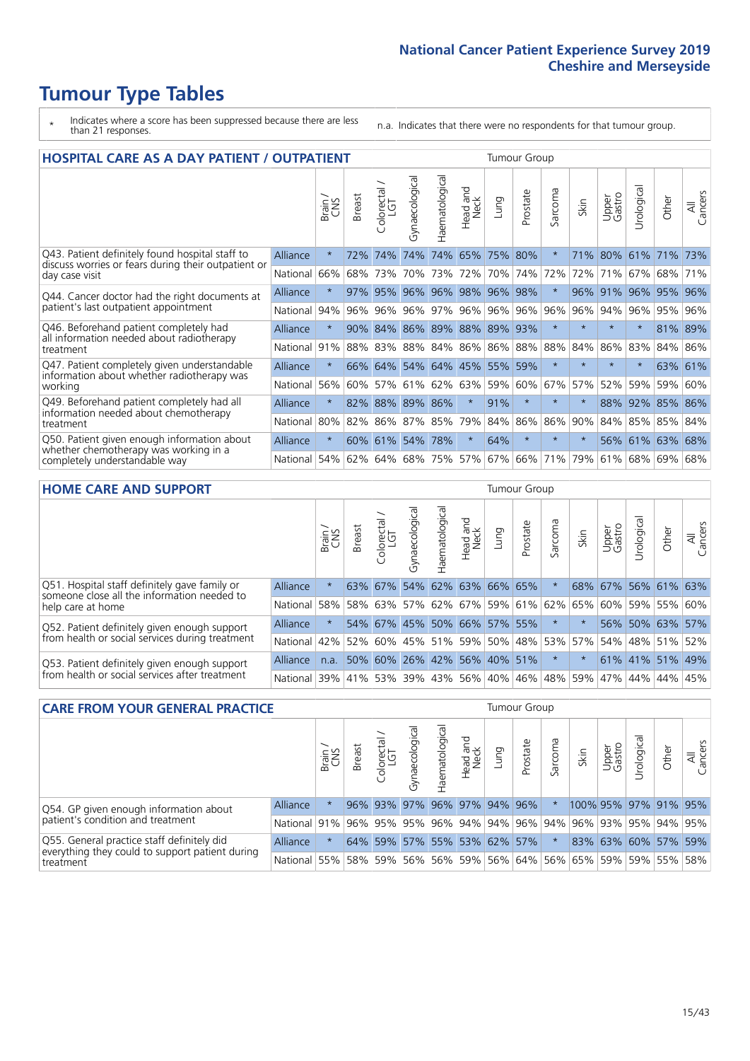# Tumour Type Tables

\* Indicates where a score has been suppressed because there are less than 21 responses.

n.a. Indicates that there were no respondents for that tumour group.

## HOSPITAL CARE AS A DAY PATIENT / OUTPATIENT

| | | Brain / CNS | Breast | Colorectal / LGT | Gynaecological | Haematological | Head and Neck | Lung | Prostate | Sarcoma | Skin | Upper Gastro | Urological | Other | All Cancers |
|---|---|---|---|---|---|---|---|---|---|---|---|---|---|---|---|
| Q43. Patient definitely found hospital staff to discuss worries or fears during their outpatient or day case visit | Alliance | * | 72% | 74% | 74% | 74% | 65% | 75% | 80% | * | 71% | 80% | 61% | 71% | 73% |
| | National | 66% | 68% | 73% | 70% | 73% | 72% | 70% | 74% | 72% | 72% | 71% | 67% | 68% | 71% |
| Q44. Cancer doctor had the right documents at patient's last outpatient appointment | Alliance | * | 97% | 95% | 96% | 96% | 98% | 96% | 98% | * | 96% | 91% | 96% | 95% | 96% |
| | National | 94% | 96% | 96% | 96% | 97% | 96% | 96% | 96% | 96% | 96% | 94% | 96% | 95% | 96% |
| Q46. Beforehand patient completely had all information needed about radiotherapy treatment | Alliance | * | 90% | 84% | 86% | 89% | 88% | 89% | 93% | * | * | * | * | 81% | 89% |
| | National | 91% | 88% | 83% | 88% | 84% | 86% | 86% | 88% | 88% | 84% | 86% | 83% | 84% | 86% |
| Q47. Patient completely given understandable information about whether radiotherapy was working | Alliance | * | 66% | 64% | 54% | 64% | 45% | 55% | 59% | * | * | * | * | 63% | 61% |
| | National | 56% | 60% | 57% | 61% | 62% | 63% | 59% | 60% | 67% | 57% | 52% | 59% | 59% | 60% |
| Q49. Beforehand patient completely had all information needed about chemotherapy treatment | Alliance | * | 82% | 88% | 89% | 86% | * | 91% | * | * | * | 88% | 92% | 85% | 86% |
| | National | 80% | 82% | 86% | 87% | 85% | 79% | 84% | 86% | 86% | 90% | 84% | 85% | 85% | 84% |
| Q50. Patient given enough information about whether chemotherapy was working in a completely understandable way | Alliance | * | 60% | 61% | 54% | 78% | * | 64% | * | * | * | 56% | 61% | 63% | 68% |
| | National | 54% | 62% | 64% | 68% | 75% | 57% | 67% | 66% | 71% | 79% | 61% | 68% | 69% | 68% |

## HOME CARE AND SUPPORT

| | | Brain / CNS | Breast | Colorectal / LGT | Gynaecological | Haematological | Head and Neck | Lung | Prostate | Sarcoma | Skin | Upper Gastro | Urological | Other | All Cancers |
|---|---|---|---|---|---|---|---|---|---|---|---|---|---|---|---|
| Q51. Hospital staff definitely gave family or someone close all the information needed to help care at home | Alliance | * | 63% | 67% | 54% | 62% | 63% | 66% | 65% | * | 68% | 67% | 56% | 61% | 63% |
| | National | 58% | 58% | 63% | 57% | 62% | 67% | 59% | 61% | 62% | 65% | 60% | 59% | 55% | 60% |
| Q52. Patient definitely given enough support from health or social services during treatment | Alliance | * | 54% | 67% | 45% | 50% | 66% | 57% | 55% | * | * | 56% | 50% | 63% | 57% |
| | National | 42% | 52% | 60% | 45% | 51% | 59% | 50% | 48% | 53% | 57% | 54% | 48% | 51% | 52% |
| Q53. Patient definitely given enough support from health or social services after treatment | Alliance | n.a. | 50% | 60% | 26% | 42% | 56% | 40% | 51% | * | * | 61% | 41% | 51% | 49% |
| | National | 39% | 41% | 53% | 39% | 43% | 56% | 40% | 46% | 48% | 59% | 47% | 44% | 44% | 45% |

## CARE FROM YOUR GENERAL PRACTICE

| | | Brain / CNS | Breast | Colorectal / LGT | Gynaecological | Haematological | Head and Neck | Lung | Prostate | Sarcoma | Skin | Upper Gastro | Urological | Other | All Cancers |
|---|---|---|---|---|---|---|---|---|---|---|---|---|---|---|---|
| Q54. GP given enough information about patient's condition and treatment | Alliance | * | 96% | 93% | 97% | 96% | 97% | 94% | 96% | * | 100% | 95% | 97% | 91% | 95% |
| | National | 91% | 96% | 95% | 95% | 96% | 94% | 94% | 96% | 94% | 96% | 93% | 95% | 94% | 95% |
| Q55. General practice staff definitely did everything they could to support patient during treatment | Alliance | * | 64% | 59% | 57% | 55% | 53% | 62% | 57% | * | 83% | 63% | 60% | 57% | 59% |
| | National | 55% | 58% | 59% | 56% | 56% | 59% | 56% | 64% | 56% | 65% | 59% | 59% | 55% | 58% |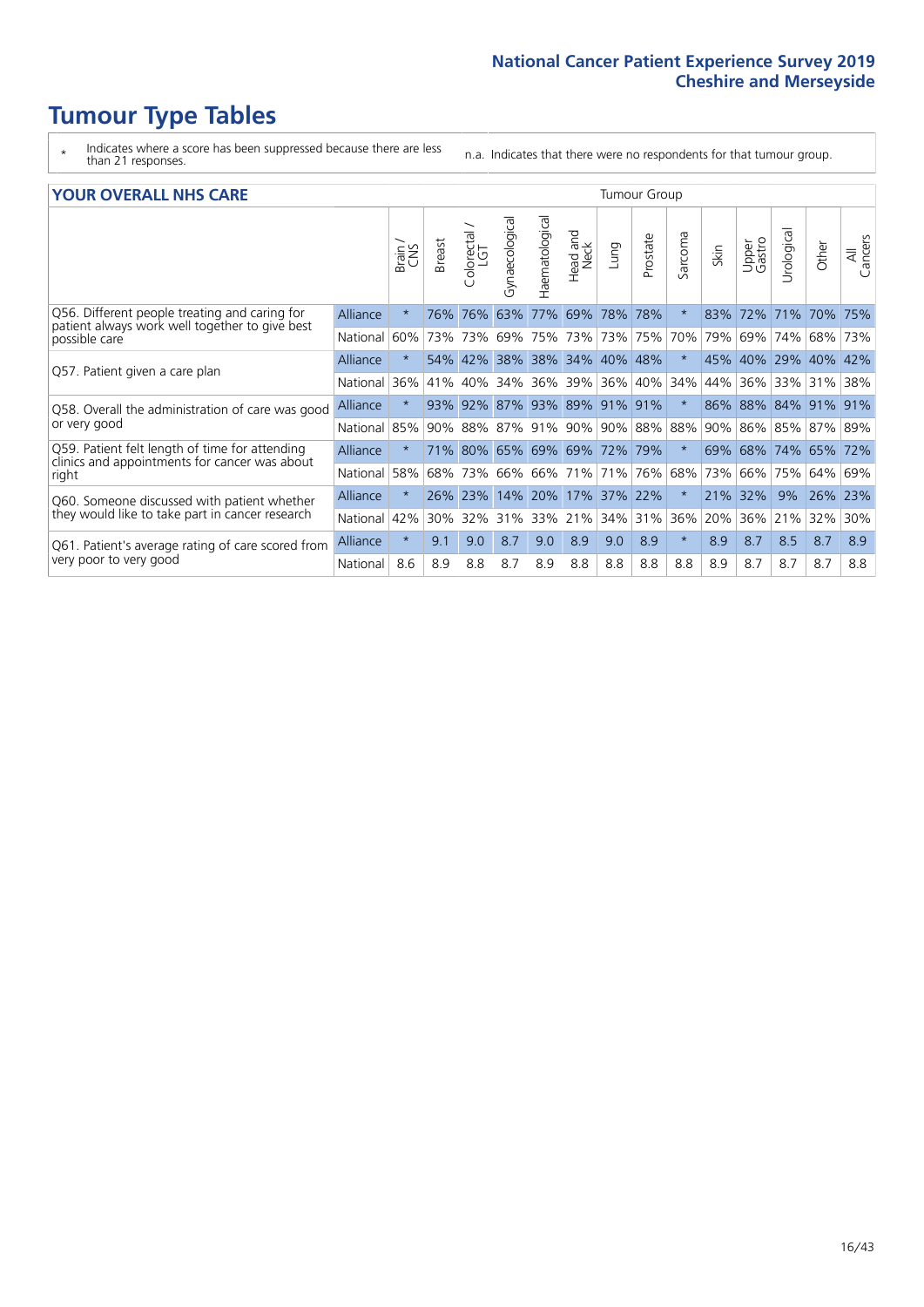National Cancer Patient Experience Survey 2019
Cheshire and Merseyside

# Tumour Type Tables

\* Indicates where a score has been suppressed because there are less than 21 responses.

n.a. Indicates that there were no respondents for that tumour group.

## YOUR OVERALL NHS CARE

| | | Brain / CNS | Breast | Colorectal / LGT | Gynaecological | Haematological | Head and Neck | Lung | Prostate | Sarcoma | Skin | Upper Gastro | Urological | Other | All Cancers |
|---|---|---|---|---|---|---|---|---|---|---|---|---|---|---|---|
| Q56. Different people treating and caring for patient always work well together to give best possible care | Alliance | * | 76% | 76% | 63% | 77% | 69% | 78% | 78% | * | 83% | 72% | 71% | 70% | 75% |
| | National | 60% | 73% | 73% | 69% | 75% | 73% | 73% | 75% | 70% | 79% | 69% | 74% | 68% | 73% |
| Q57. Patient given a care plan | Alliance | * | 54% | 42% | 38% | 38% | 34% | 40% | 48% | * | 45% | 40% | 29% | 40% | 42% |
| | National | 36% | 41% | 40% | 34% | 36% | 39% | 36% | 40% | 34% | 44% | 36% | 33% | 31% | 38% |
| Q58. Overall the administration of care was good or very good | Alliance | * | 93% | 92% | 87% | 93% | 89% | 91% | 91% | * | 86% | 88% | 84% | 91% | 91% |
| | National | 85% | 90% | 88% | 87% | 91% | 90% | 90% | 88% | 88% | 90% | 86% | 85% | 87% | 89% |
| Q59. Patient felt length of time for attending clinics and appointments for cancer was about right | Alliance | * | 71% | 80% | 65% | 69% | 69% | 72% | 79% | * | 69% | 68% | 74% | 65% | 72% |
| | National | 58% | 68% | 73% | 66% | 66% | 71% | 71% | 76% | 68% | 73% | 66% | 75% | 64% | 69% |
| Q60. Someone discussed with patient whether they would like to take part in cancer research | Alliance | * | 26% | 23% | 14% | 20% | 17% | 37% | 22% | * | 21% | 32% | 9% | 26% | 23% |
| | National | 42% | 30% | 32% | 31% | 33% | 21% | 34% | 31% | 36% | 20% | 36% | 21% | 32% | 30% |
| Q61. Patient's average rating of care scored from very poor to very good | Alliance | * | 9.1 | 9.0 | 8.7 | 9.0 | 8.9 | 9.0 | 8.9 | * | 8.9 | 8.7 | 8.5 | 8.7 | 8.9 |
| | National | 8.6 | 8.9 | 8.8 | 8.7 | 8.9 | 8.8 | 8.8 | 8.8 | 8.8 | 8.9 | 8.7 | 8.7 | 8.7 | 8.8 |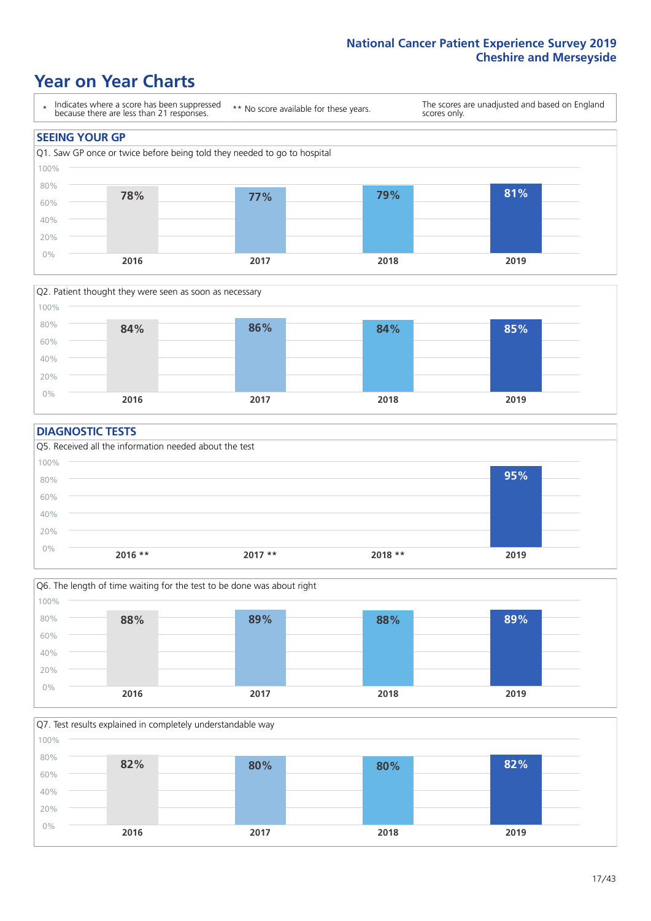# Year on Year Charts

\* Indicates where a score has been suppressed because there are less than 21 responses.

** No score available for these years.

The scores are unadjusted and based on England scores only.

## SEEING YOUR GP

Q1. Saw GP once or twice before being told they needed to go to hospital

| 2016 | 2017 | 2018 | 2019 |
|---|---|---|---|
| 78% | 77% | 79% | 81% |

Q2. Patient thought they were seen as soon as necessary

| 2016 | 2017 | 2018 | 2019 |
|---|---|---|---|
| 84% | 86% | 84% | 85% |

## DIAGNOSTIC TESTS

Q5. Received all the information needed about the test

| 2016 ** | 2017 ** | 2018 ** | 2019 |
|---|---|---|---|
| | | | 95% |

Q6. The length of time waiting for the test to be done was about right

| 2016 | 2017 | 2018 | 2019 |
|---|---|---|---|
| 88% | 89% | 88% | 89% |

Q7. Test results explained in completely understandable way

| 2016 | 2017 | 2018 | 2019 |
|---|---|---|---|
| 82% | 80% | 80% | 82% |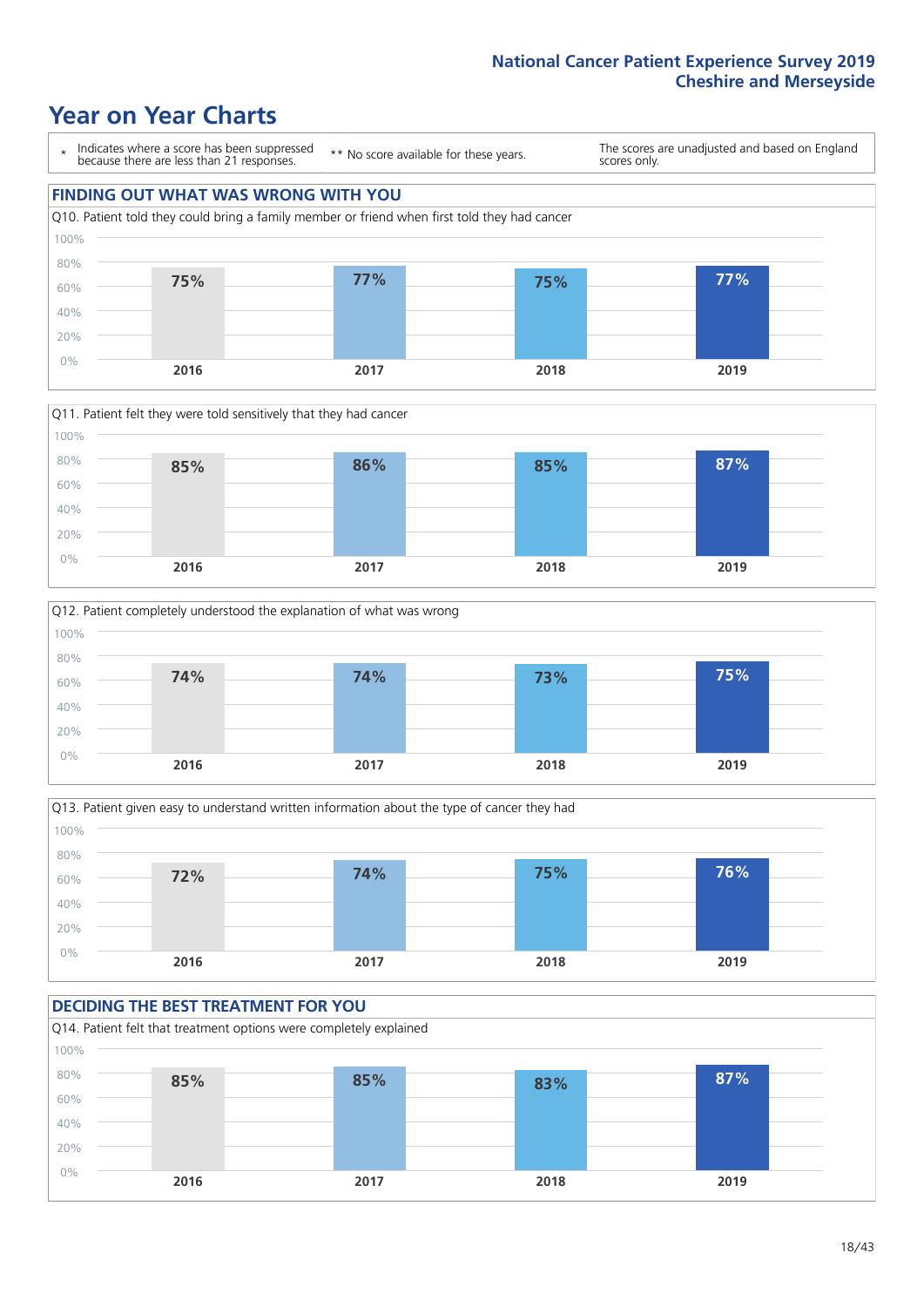# Year on Year Charts

\* Indicates where a score has been suppressed because there are less than 21 responses.

\*\* No score available for these years.

The scores are unadjusted and based on England scores only.

## FINDING OUT WHAT WAS WRONG WITH YOU

Q10. Patient told they could bring a family member or friend when first told they had cancer

| 2016 | 2017 | 2018 | 2019 |
| --- | --- | --- | --- |
| 75% | 77% | 75% | 77% |

Q11. Patient felt they were told sensitively that they had cancer

| 2016 | 2017 | 2018 | 2019 |
| --- | --- | --- | --- |
| 85% | 86% | 85% | 87% |

Q12. Patient completely understood the explanation of what was wrong

| 2016 | 2017 | 2018 | 2019 |
| --- | --- | --- | --- |
| 74% | 74% | 73% | 75% |

Q13. Patient given easy to understand written information about the type of cancer they had

| 2016 | 2017 | 2018 | 2019 |
| --- | --- | --- | --- |
| 72% | 74% | 75% | 76% |

## DECIDING THE BEST TREATMENT FOR YOU

Q14. Patient felt that treatment options were completely explained

| 2016 | 2017 | 2018 | 2019 |
| --- | --- | --- | --- |
| 85% | 85% | 83% | 87% |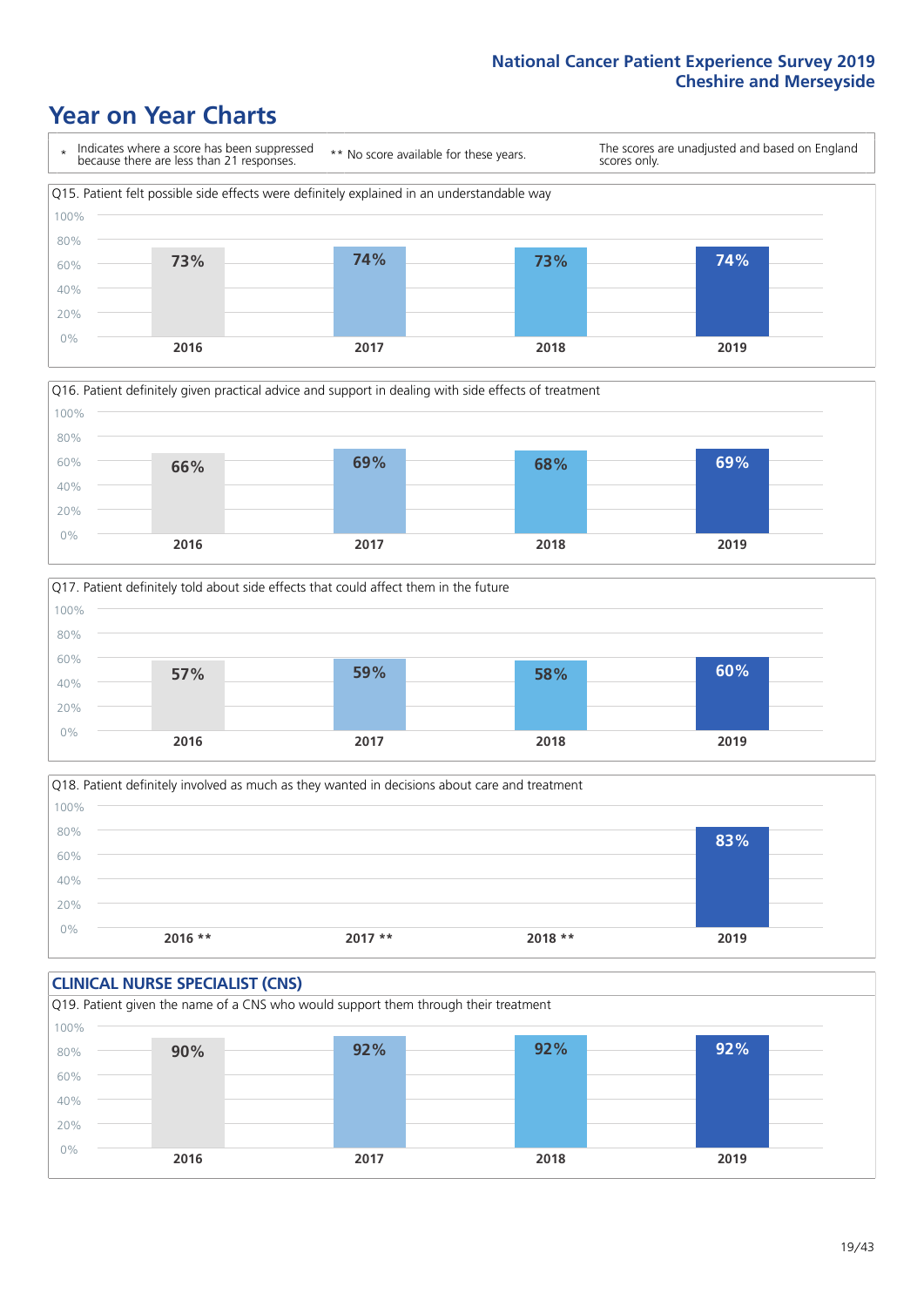# Year on Year Charts

\* Indicates where a score has been suppressed because there are less than 21 responses.

** No score available for these years.

The scores are unadjusted and based on England scores only.

Q15. Patient felt possible side effects were definitely explained in an understandable way

| 2016 | 2017 | 2018 | 2019 |
|---|---|---|---|
| 73% | 74% | 73% | 74% |

Q16. Patient definitely given practical advice and support in dealing with side effects of treatment

| 2016 | 2017 | 2018 | 2019 |
|---|---|---|---|
| 66% | 69% | 68% | 69% |

Q17. Patient definitely told about side effects that could affect them in the future

| 2016 | 2017 | 2018 | 2019 |
|---|---|---|---|
| 57% | 59% | 58% | 60% |

Q18. Patient definitely involved as much as they wanted in decisions about care and treatment

| 2016 ** | 2017 ** | 2018 ** | 2019 |
|---|---|---|---|
| | | | 83% |

## CLINICAL NURSE SPECIALIST (CNS)

Q19. Patient given the name of a CNS who would support them through their treatment

| 2016 | 2017 | 2018 | 2019 |
|---|---|---|---|
| 90% | 92% | 92% | 92% |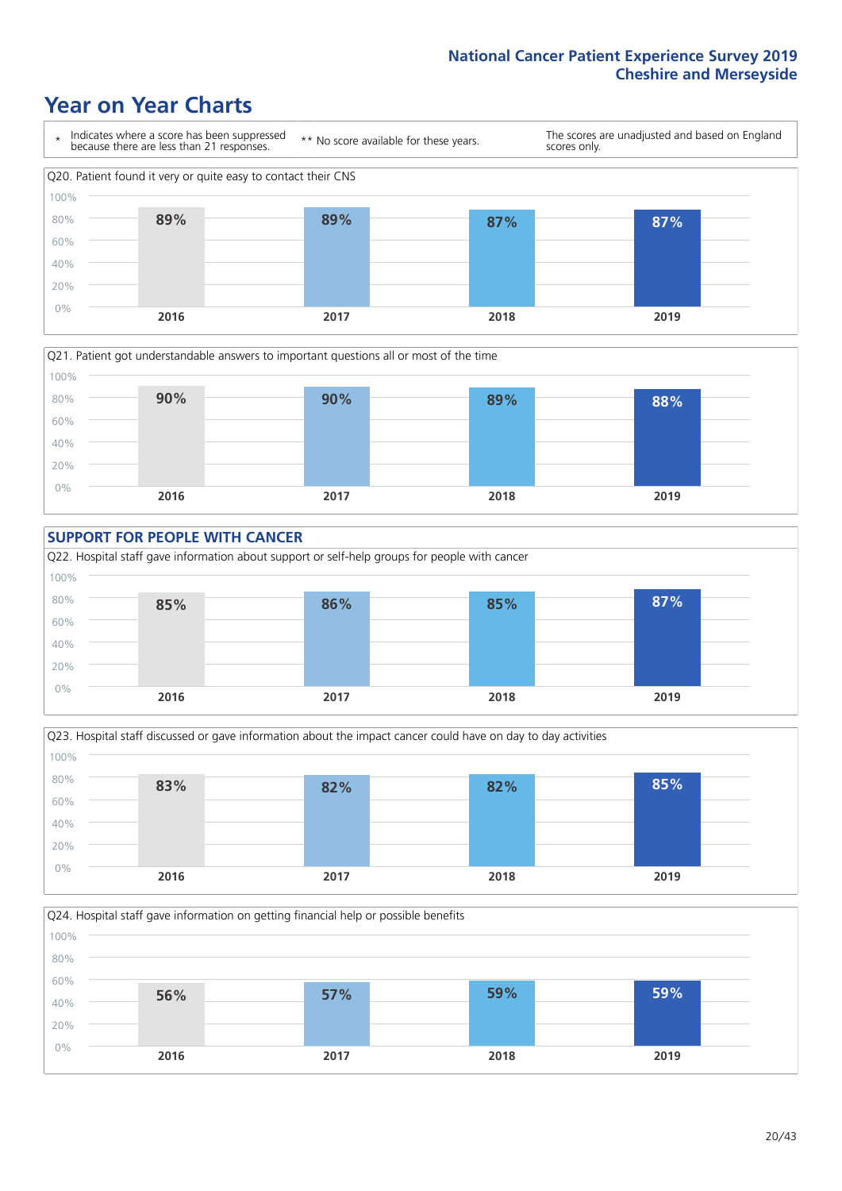# Year on Year Charts

\* Indicates where a score has been suppressed because there are less than 21 responses.

\*\* No score available for these years.

The scores are unadjusted and based on England scores only.

Q20. Patient found it very or quite easy to contact their CNS

| 2016 | 2017 | 2018 | 2019 |
|---|---|---|---|
| 89% | 89% | 87% | 87% |

Q21. Patient got understandable answers to important questions all or most of the time

| 2016 | 2017 | 2018 | 2019 |
|---|---|---|---|
| 90% | 90% | 89% | 88% |

## SUPPORT FOR PEOPLE WITH CANCER

Q22. Hospital staff gave information about support or self-help groups for people with cancer

| 2016 | 2017 | 2018 | 2019 |
|---|---|---|---|
| 85% | 86% | 85% | 87% |

Q23. Hospital staff discussed or gave information about the impact cancer could have on day to day activities

| 2016 | 2017 | 2018 | 2019 |
|---|---|---|---|
| 83% | 82% | 82% | 85% |

Q24. Hospital staff gave information on getting financial help or possible benefits

| 2016 | 2017 | 2018 | 2019 |
|---|---|---|---|
| 56% | 57% | 59% | 59% |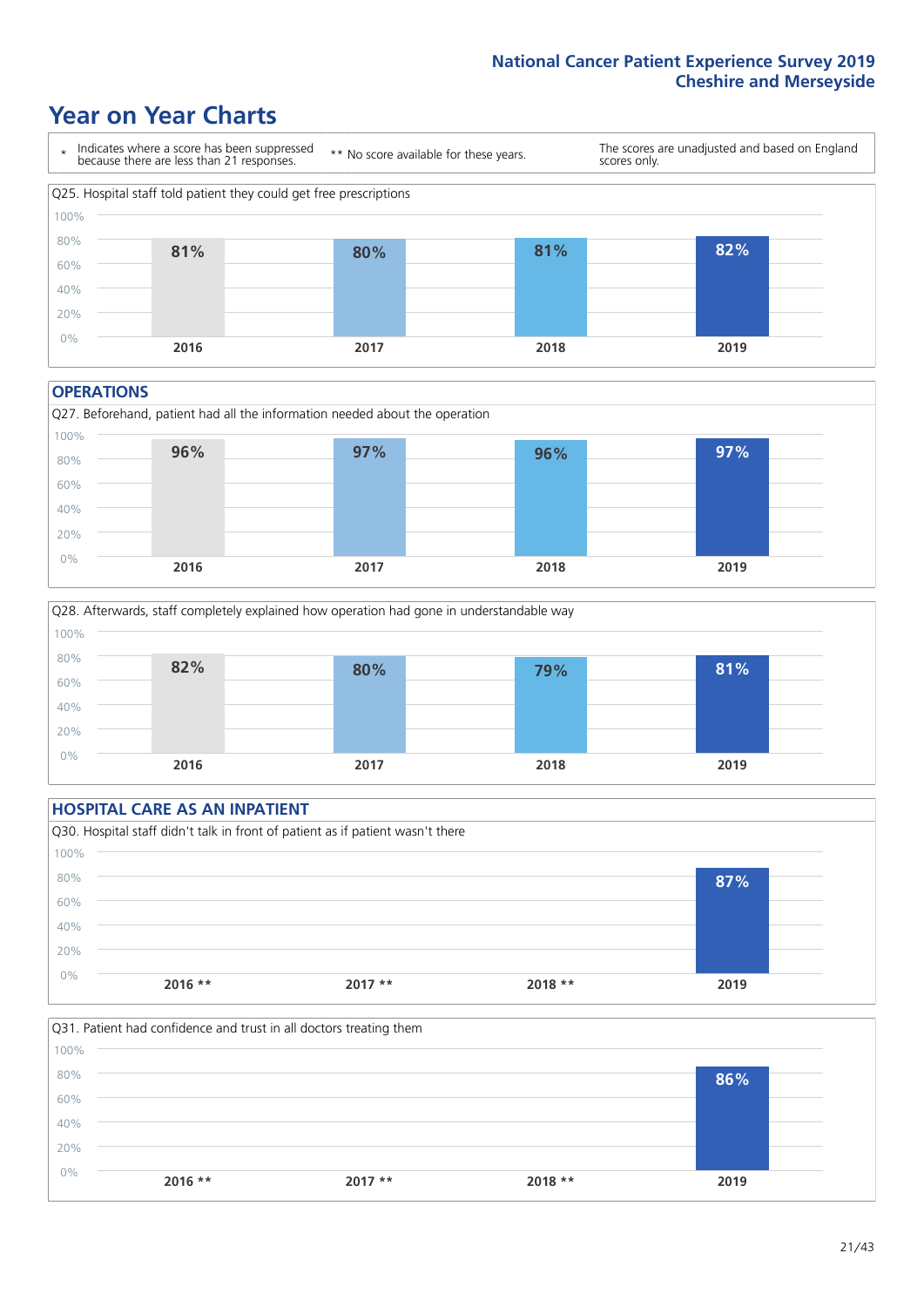# Year on Year Charts

\* Indicates where a score has been suppressed because there are less than 21 responses.

** No score available for these years.

The scores are unadjusted and based on England scores only.

Q25. Hospital staff told patient they could get free prescriptions

| 2016 | 2017 | 2018 | 2019 |
|---|---|---|---|
| 81% | 80% | 81% | 82% |

## OPERATIONS

Q27. Beforehand, patient had all the information needed about the operation

| 2016 | 2017 | 2018 | 2019 |
|---|---|---|---|
| 96% | 97% | 96% | 97% |

Q28. Afterwards, staff completely explained how operation had gone in understandable way

| 2016 | 2017 | 2018 | 2019 |
|---|---|---|---|
| 82% | 80% | 79% | 81% |

## HOSPITAL CARE AS AN INPATIENT

Q30. Hospital staff didn't talk in front of patient as if patient wasn't there

| 2016 ** | 2017 ** | 2018 ** | 2019 |
|---|---|---|---|
| | | | 87% |

Q31. Patient had confidence and trust in all doctors treating them

| 2016 ** | 2017 ** | 2018 ** | 2019 |
|---|---|---|---|
| | | | 86% |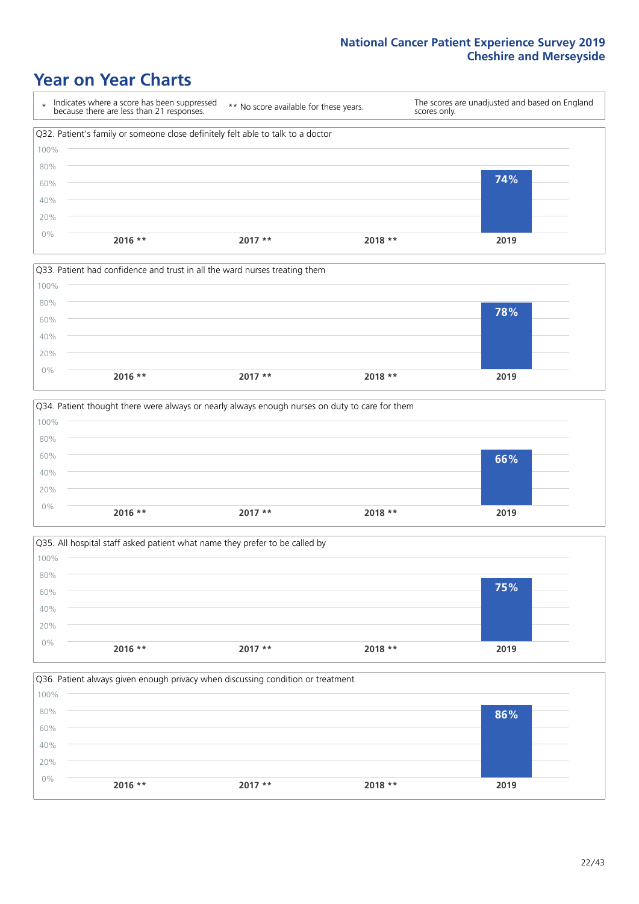# Year on Year Charts

\* Indicates where a score has been suppressed because there are less than 21 responses.

\*\* No score available for these years.

The scores are unadjusted and based on England scores only.

Q32. Patient's family or someone close definitely felt able to talk to a doctor

| 2016 ** | 2017 ** | 2018 ** | 2019 |
|---|---|---|---|
| | | | 74% |

Q33. Patient had confidence and trust in all the ward nurses treating them

| 2016 ** | 2017 ** | 2018 ** | 2019 |
|---|---|---|---|
| | | | 78% |

Q34. Patient thought there were always or nearly always enough nurses on duty to care for them

| 2016 ** | 2017 ** | 2018 ** | 2019 |
|---|---|---|---|
| | | | 66% |

Q35. All hospital staff asked patient what name they prefer to be called by

| 2016 ** | 2017 ** | 2018 ** | 2019 |
|---|---|---|---|
| | | | 75% |

Q36. Patient always given enough privacy when discussing condition or treatment

| 2016 ** | 2017 ** | 2018 ** | 2019 |
|---|---|---|---|
| | | | 86% |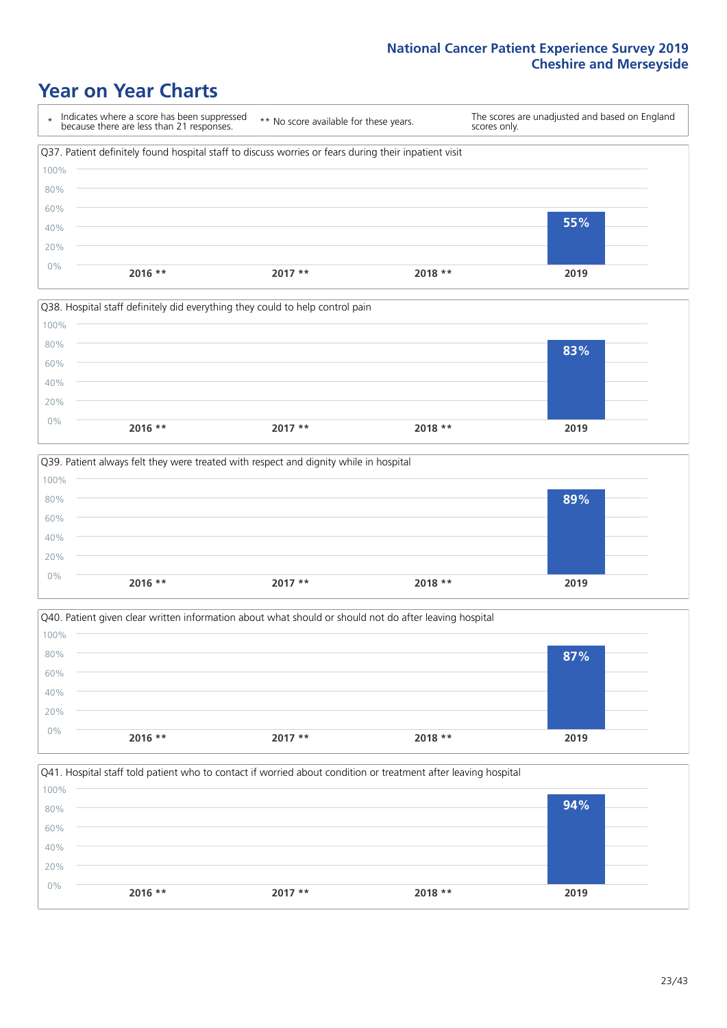# Year on Year Charts

\* Indicates where a score has been suppressed because there are less than 21 responses.

** No score available for these years.

The scores are unadjusted and based on England scores only.

Q37. Patient definitely found hospital staff to discuss worries or fears during their inpatient visit

| 2016 ** | 2017 ** | 2018 ** | 2019 |
|---|---|---|---|
| | | | 55% |

Q38. Hospital staff definitely did everything they could to help control pain

| 2016 ** | 2017 ** | 2018 ** | 2019 |
|---|---|---|---|
| | | | 83% |

Q39. Patient always felt they were treated with respect and dignity while in hospital

| 2016 ** | 2017 ** | 2018 ** | 2019 |
|---|---|---|---|
| | | | 89% |

Q40. Patient given clear written information about what should or should not do after leaving hospital

| 2016 ** | 2017 ** | 2018 ** | 2019 |
|---|---|---|---|
| | | | 87% |

Q41. Hospital staff told patient who to contact if worried about condition or treatment after leaving hospital

| 2016 ** | 2017 ** | 2018 ** | 2019 |
|---|---|---|---|
| | | | 94% |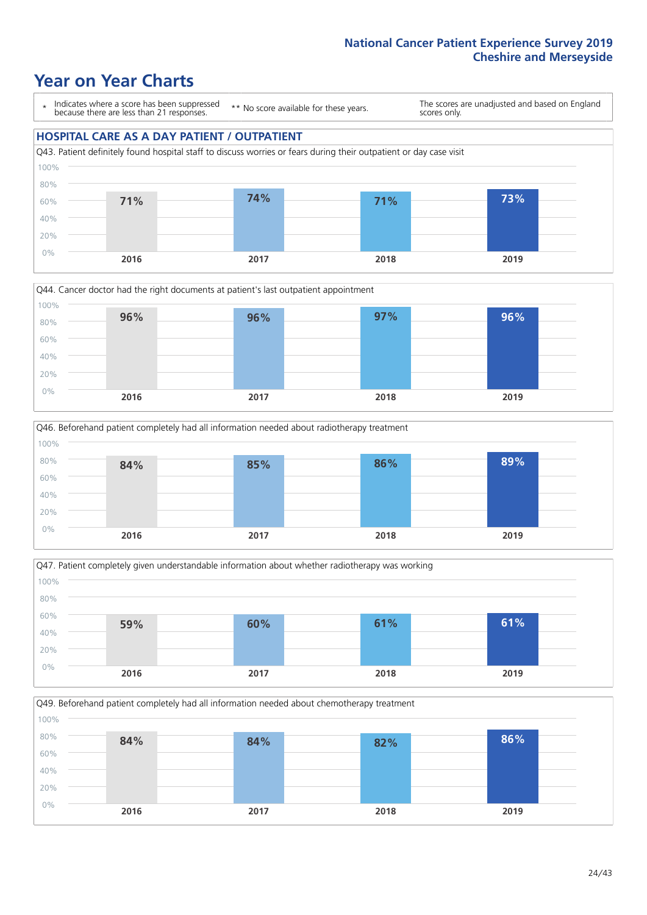# Year on Year Charts

\* Indicates where a score has been suppressed because there are less than 21 responses.

\*\* No score available for these years.

The scores are unadjusted and based on England scores only.

## HOSPITAL CARE AS A DAY PATIENT / OUTPATIENT

Q43. Patient definitely found hospital staff to discuss worries or fears during their outpatient or day case visit

| 2016 | 2017 | 2018 | 2019 |
|---|---|---|---|
| 71% | 74% | 71% | 73% |

Q44. Cancer doctor had the right documents at patient's last outpatient appointment

| 2016 | 2017 | 2018 | 2019 |
|---|---|---|---|
| 96% | 96% | 97% | 96% |

Q46. Beforehand patient completely had all information needed about radiotherapy treatment

| 2016 | 2017 | 2018 | 2019 |
|---|---|---|---|
| 84% | 85% | 86% | 89% |

Q47. Patient completely given understandable information about whether radiotherapy was working

| 2016 | 2017 | 2018 | 2019 |
|---|---|---|---|
| 59% | 60% | 61% | 61% |

Q49. Beforehand patient completely had all information needed about chemotherapy treatment

| 2016 | 2017 | 2018 | 2019 |
|---|---|---|---|
| 84% | 84% | 82% | 86% |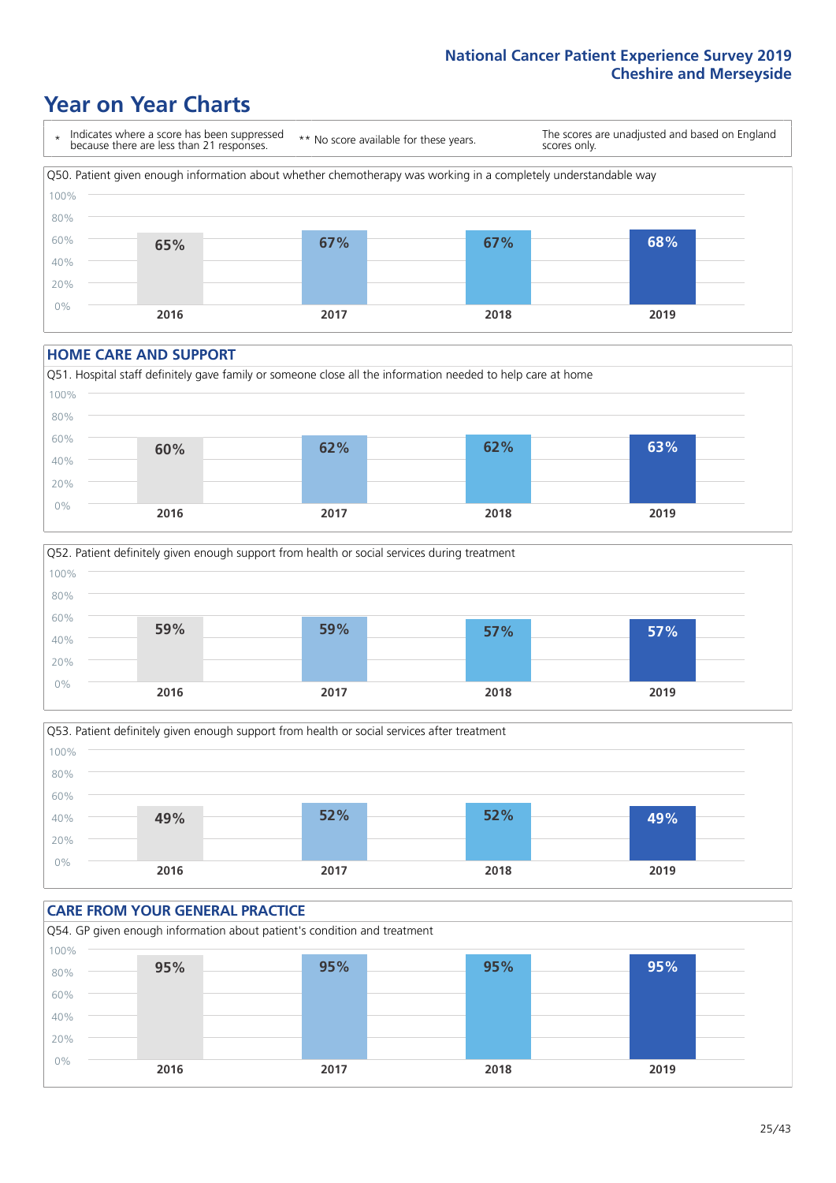## Year on Year Charts

\* Indicates where a score has been suppressed because there are less than 21 responses.

\*\* No score available for these years.

The scores are unadjusted and based on England scores only.

Q50. Patient given enough information about whether chemotherapy was working in a completely understandable way

| 2016 | 2017 | 2018 | 2019 |
|---|---|---|---|
| 65% | 67% | 67% | 68% |

### HOME CARE AND SUPPORT

Q51. Hospital staff definitely gave family or someone close all the information needed to help care at home

| 2016 | 2017 | 2018 | 2019 |
|---|---|---|---|
| 60% | 62% | 62% | 63% |

Q52. Patient definitely given enough support from health or social services during treatment

| 2016 | 2017 | 2018 | 2019 |
|---|---|---|---|
| 59% | 59% | 57% | 57% |

Q53. Patient definitely given enough support from health or social services after treatment

| 2016 | 2017 | 2018 | 2019 |
|---|---|---|---|
| 49% | 52% | 52% | 49% |

### CARE FROM YOUR GENERAL PRACTICE

Q54. GP given enough information about patient's condition and treatment

| 2016 | 2017 | 2018 | 2019 |
|---|---|---|---|
| 95% | 95% | 95% | 95% |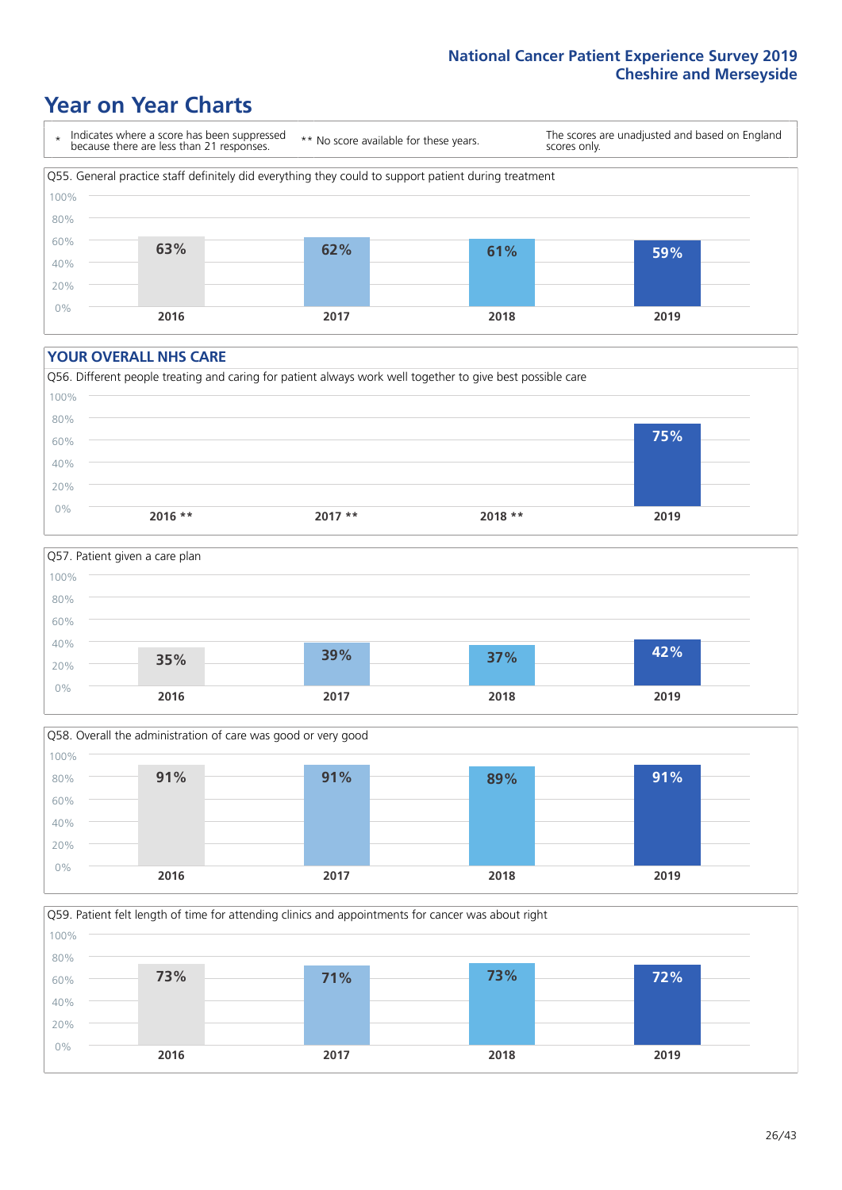# Year on Year Charts

\* Indicates where a score has been suppressed because there are less than 21 responses.

** No score available for these years.

The scores are unadjusted and based on England scores only.

Q55. General practice staff definitely did everything they could to support patient during treatment

| 2016 | 2017 | 2018 | 2019 |
|---|---|---|---|
| 63% | 62% | 61% | 59% |

## YOUR OVERALL NHS CARE

Q56. Different people treating and caring for patient always work well together to give best possible care

| 2016 ** | 2017 ** | 2018 ** | 2019 |
|---|---|---|---|
| | | | 75% |

Q57. Patient given a care plan

| 2016 | 2017 | 2018 | 2019 |
|---|---|---|---|
| 35% | 39% | 37% | 42% |

Q58. Overall the administration of care was good or very good

| 2016 | 2017 | 2018 | 2019 |
|---|---|---|---|
| 91% | 91% | 89% | 91% |

Q59. Patient felt length of time for attending clinics and appointments for cancer was about right

| 2016 | 2017 | 2018 | 2019 |
|---|---|---|---|
| 73% | 71% | 73% | 72% |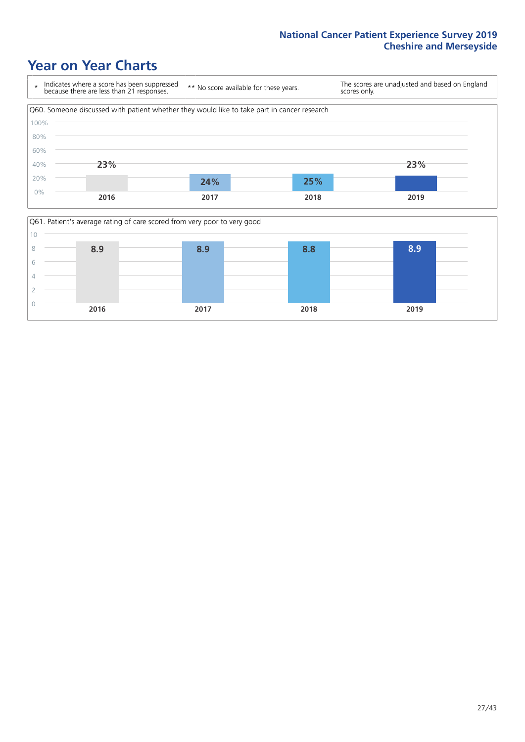# Year on Year Charts

| * Indicates where a score has been suppressed because there are less than 21 responses. | ** No score available for these years. | The scores are unadjusted and based on England scores only. |
|---|---|---|

Q60. Someone discussed with patient whether they would like to take part in cancer research

| 2016 | 2017 | 2018 | 2019 |
|---|---|---|---|
| 23% | 24% | 25% | 23% |

Q61. Patient's average rating of care scored from very poor to very good

| 2016 | 2017 | 2018 | 2019 |
|---|---|---|---|
| 8.9 | 8.9 | 8.8 | 8.9 |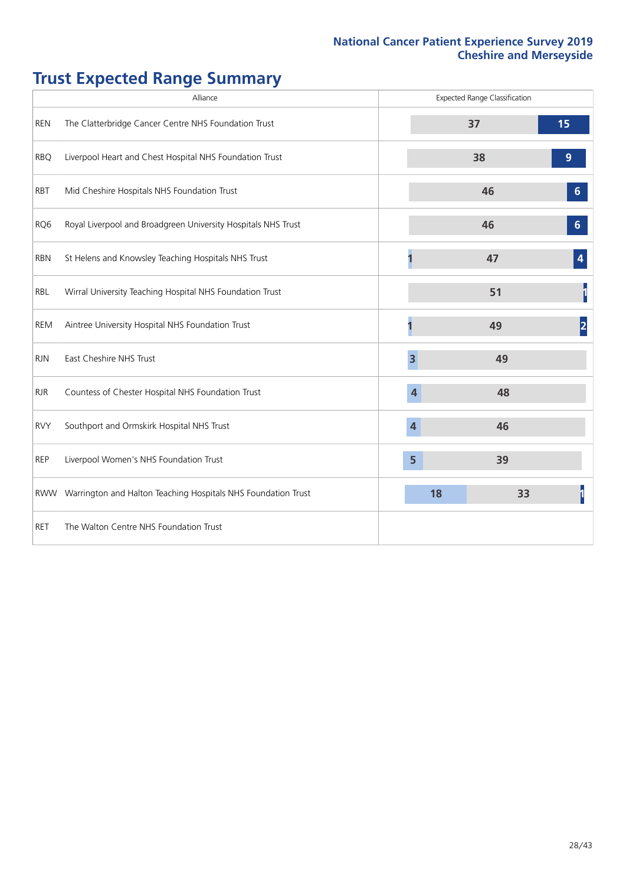## Trust Expected Range Summary

| Alliance | | Expected Range Classification |
|---|---|---|
| REN | The Clatterbridge Cancer Centre NHS Foundation Trust | 37, 15 |
| RBQ | Liverpool Heart and Chest Hospital NHS Foundation Trust | 38, 9 |
| RBT | Mid Cheshire Hospitals NHS Foundation Trust | 46, 6 |
| RQ6 | Royal Liverpool and Broadgreen University Hospitals NHS Trust | 46, 6 |
| RBN | St Helens and Knowsley Teaching Hospitals NHS Trust | 1, 47, 4 |
| RBL | Wirral University Teaching Hospital NHS Foundation Trust | 51, 1 |
| REM | Aintree University Hospital NHS Foundation Trust | 1, 49, 2 |
| RJN | East Cheshire NHS Trust | 3, 49 |
| RJR | Countess of Chester Hospital NHS Foundation Trust | 4, 48 |
| RVY | Southport and Ormskirk Hospital NHS Trust | 4, 46 |
| REP | Liverpool Women's NHS Foundation Trust | 5, 39 |
| RWW | Warrington and Halton Teaching Hospitals NHS Foundation Trust | 18, 33, 1 |
| RET | The Walton Centre NHS Foundation Trust | |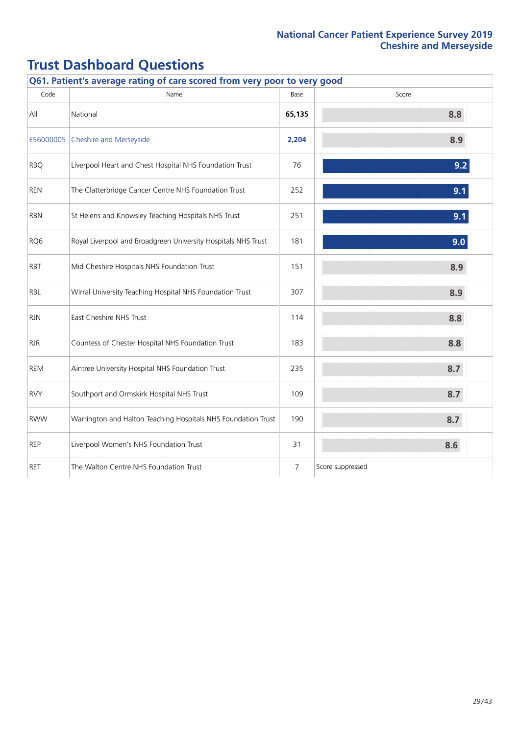# Trust Dashboard Questions

## Q61. Patient's average rating of care scored from very poor to very good

| Code | Name | Base | Score |
|---|---|---|---|
| All | National | **65,135** | 8.8 |
| E56000005 | Cheshire and Merseyside | **2,204** | 8.9 |
| RBQ | Liverpool Heart and Chest Hospital NHS Foundation Trust | 76 | 9.2 |
| REN | The Clatterbridge Cancer Centre NHS Foundation Trust | 252 | 9.1 |
| RBN | St Helens and Knowsley Teaching Hospitals NHS Trust | 251 | 9.1 |
| RQ6 | Royal Liverpool and Broadgreen University Hospitals NHS Trust | 181 | 9.0 |
| RBT | Mid Cheshire Hospitals NHS Foundation Trust | 151 | 8.9 |
| RBL | Wirral University Teaching Hospital NHS Foundation Trust | 307 | 8.9 |
| RJN | East Cheshire NHS Trust | 114 | 8.8 |
| RJR | Countess of Chester Hospital NHS Foundation Trust | 183 | 8.8 |
| REM | Aintree University Hospital NHS Foundation Trust | 235 | 8.7 |
| RVY | Southport and Ormskirk Hospital NHS Trust | 109 | 8.7 |
| RWW | Warrington and Halton Teaching Hospitals NHS Foundation Trust | 190 | 8.7 |
| REP | Liverpool Women's NHS Foundation Trust | 31 | 8.6 |
| RET | The Walton Centre NHS Foundation Trust | 7 | Score suppressed |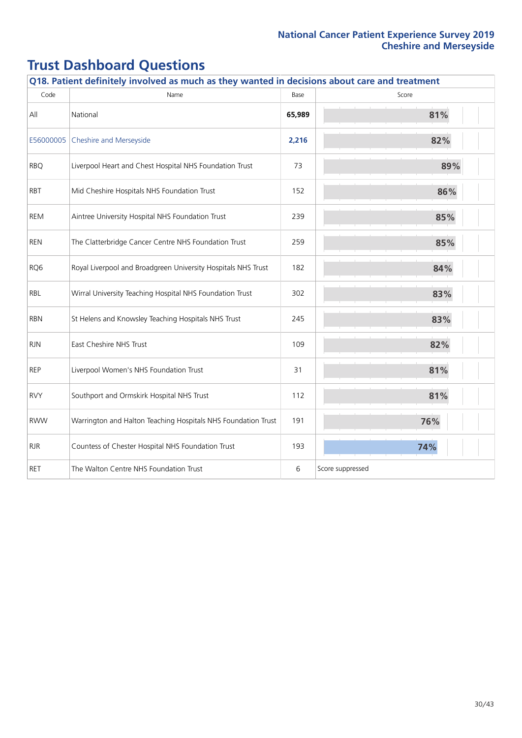# Trust Dashboard Questions

| Q18. Patient definitely involved as much as they wanted in decisions about care and treatment | | | |
|---|---|---|---|
| Code | Name | Base | Score |
| All | National | **65,989** | 81% |
| E56000005 | Cheshire and Merseyside | **2,216** | 82% |
| RBQ | Liverpool Heart and Chest Hospital NHS Foundation Trust | 73 | 89% |
| RBT | Mid Cheshire Hospitals NHS Foundation Trust | 152 | 86% |
| REM | Aintree University Hospital NHS Foundation Trust | 239 | 85% |
| REN | The Clatterbridge Cancer Centre NHS Foundation Trust | 259 | 85% |
| RQ6 | Royal Liverpool and Broadgreen University Hospitals NHS Trust | 182 | 84% |
| RBL | Wirral University Teaching Hospital NHS Foundation Trust | 302 | 83% |
| RBN | St Helens and Knowsley Teaching Hospitals NHS Trust | 245 | 83% |
| RJN | East Cheshire NHS Trust | 109 | 82% |
| REP | Liverpool Women's NHS Foundation Trust | 31 | 81% |
| RVY | Southport and Ormskirk Hospital NHS Trust | 112 | 81% |
| RWW | Warrington and Halton Teaching Hospitals NHS Foundation Trust | 191 | 76% |
| RJR | Countess of Chester Hospital NHS Foundation Trust | 193 | 74% |
| RET | The Walton Centre NHS Foundation Trust | 6 | Score suppressed |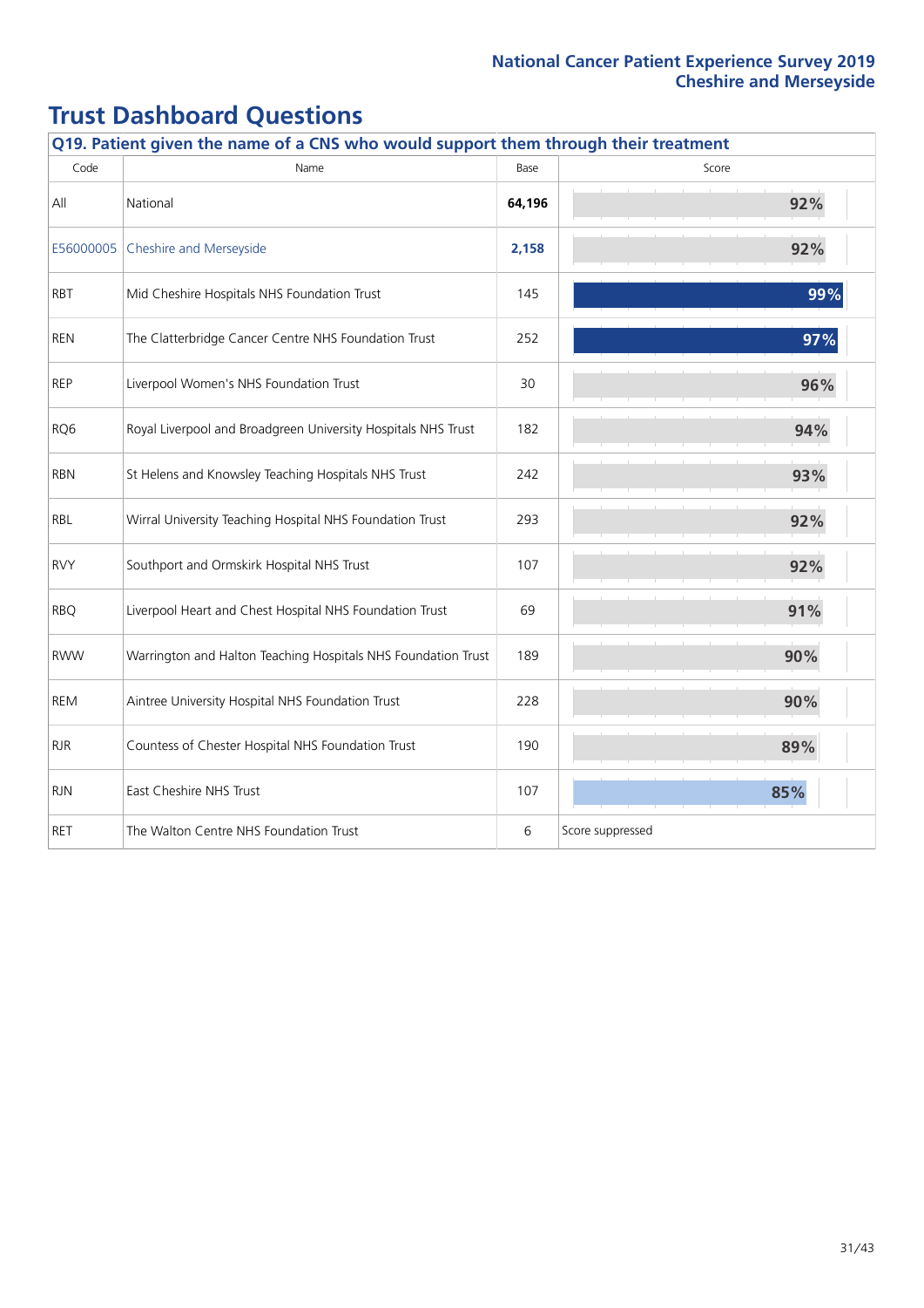# Trust Dashboard Questions

| Q19. Patient given the name of a CNS who would support them through their treatment | | | |
|---|---|---|---|
| Code | Name | Base | Score |
| All | National | **64,196** | 92% |
| E56000005 | Cheshire and Merseyside | **2,158** | 92% |
| RBT | Mid Cheshire Hospitals NHS Foundation Trust | 145 | 99% |
| REN | The Clatterbridge Cancer Centre NHS Foundation Trust | 252 | 97% |
| REP | Liverpool Women's NHS Foundation Trust | 30 | 96% |
| RQ6 | Royal Liverpool and Broadgreen University Hospitals NHS Trust | 182 | 94% |
| RBN | St Helens and Knowsley Teaching Hospitals NHS Trust | 242 | 93% |
| RBL | Wirral University Teaching Hospital NHS Foundation Trust | 293 | 92% |
| RVY | Southport and Ormskirk Hospital NHS Trust | 107 | 92% |
| RBQ | Liverpool Heart and Chest Hospital NHS Foundation Trust | 69 | 91% |
| RWW | Warrington and Halton Teaching Hospitals NHS Foundation Trust | 189 | 90% |
| REM | Aintree University Hospital NHS Foundation Trust | 228 | 90% |
| RJR | Countess of Chester Hospital NHS Foundation Trust | 190 | 89% |
| RJN | East Cheshire NHS Trust | 107 | 85% |
| RET | The Walton Centre NHS Foundation Trust | 6 | Score suppressed |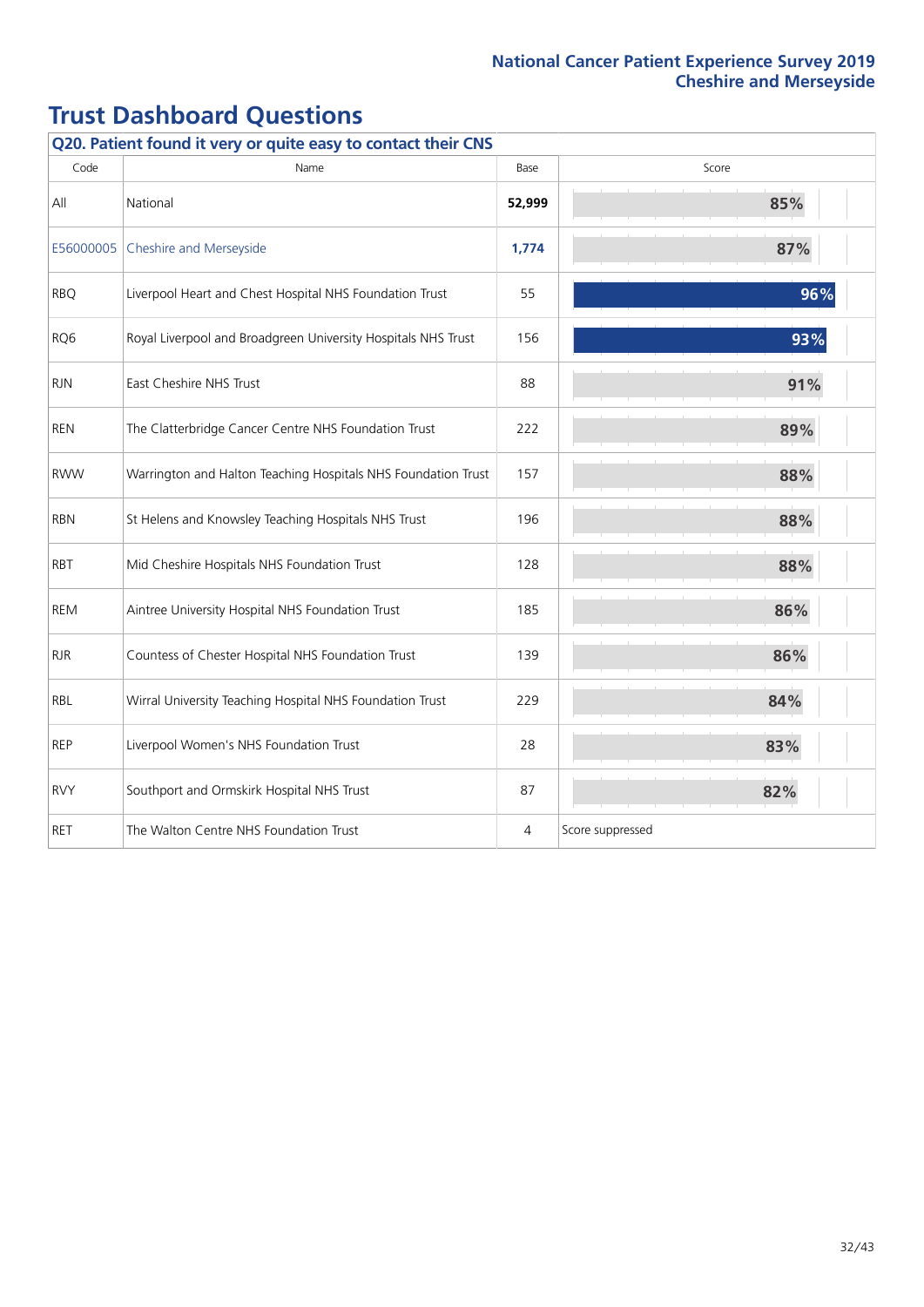# Trust Dashboard Questions

| Q20. Patient found it very or quite easy to contact their CNS | | | |
|---|---|---|---|
| Code | Name | Base | Score |
| All | National | **52,999** | 85% |
| E56000005 | Cheshire and Merseyside | **1,774** | 87% |
| RBQ | Liverpool Heart and Chest Hospital NHS Foundation Trust | 55 | 96% |
| RQ6 | Royal Liverpool and Broadgreen University Hospitals NHS Trust | 156 | 93% |
| RJN | East Cheshire NHS Trust | 88 | 91% |
| REN | The Clatterbridge Cancer Centre NHS Foundation Trust | 222 | 89% |
| RWW | Warrington and Halton Teaching Hospitals NHS Foundation Trust | 157 | 88% |
| RBN | St Helens and Knowsley Teaching Hospitals NHS Trust | 196 | 88% |
| RBT | Mid Cheshire Hospitals NHS Foundation Trust | 128 | 88% |
| REM | Aintree University Hospital NHS Foundation Trust | 185 | 86% |
| RJR | Countess of Chester Hospital NHS Foundation Trust | 139 | 86% |
| RBL | Wirral University Teaching Hospital NHS Foundation Trust | 229 | 84% |
| REP | Liverpool Women's NHS Foundation Trust | 28 | 83% |
| RVY | Southport and Ormskirk Hospital NHS Trust | 87 | 82% |
| RET | The Walton Centre NHS Foundation Trust | 4 | Score suppressed |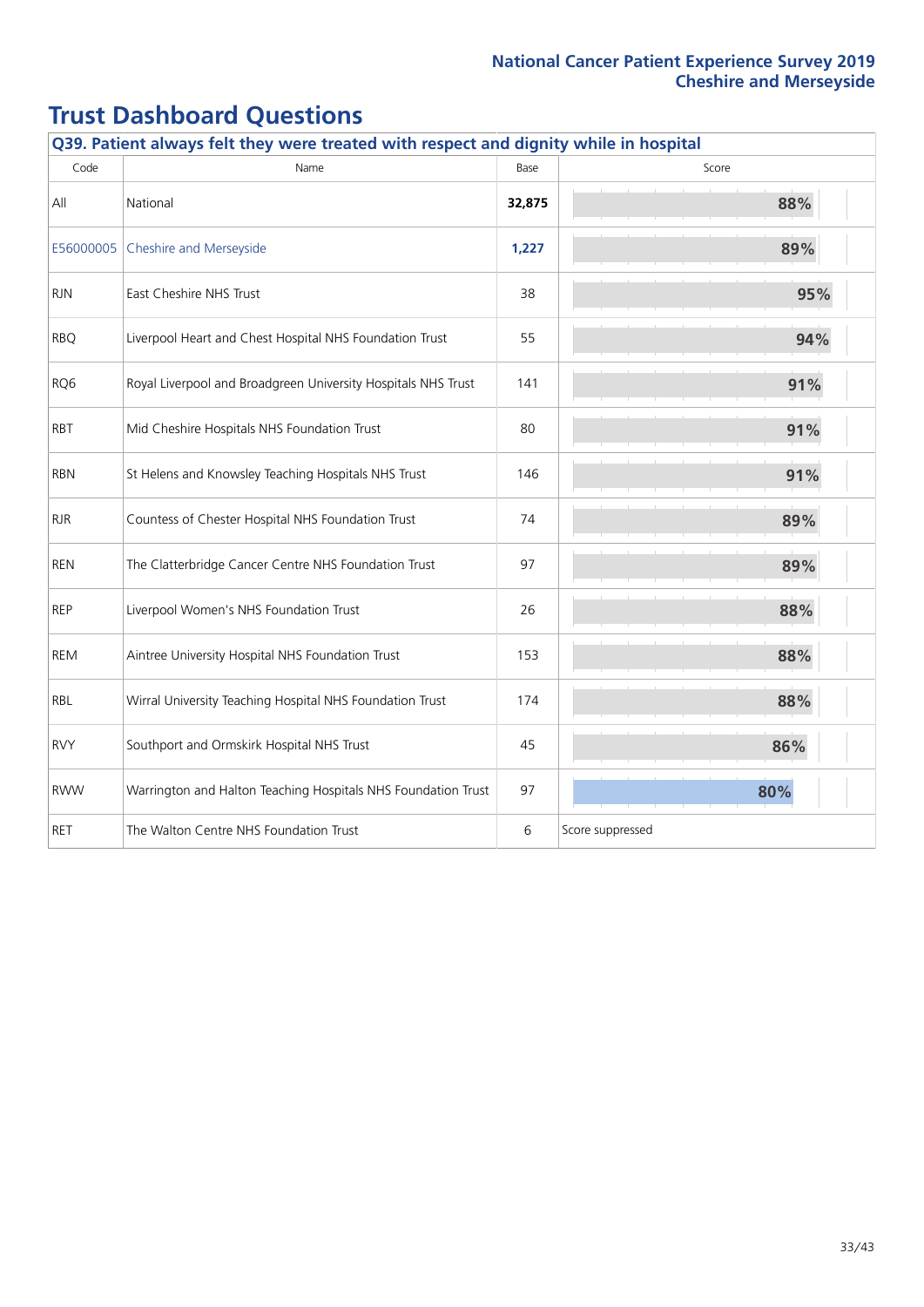# Trust Dashboard Questions

| Q39. Patient always felt they were treated with respect and dignity while in hospital | | | |
|---|---|---|---|
| Code | Name | Base | Score |
| All | National | **32,875** | 88% |
| E56000005 | Cheshire and Merseyside | **1,227** | 89% |
| RJN | East Cheshire NHS Trust | 38 | 95% |
| RBQ | Liverpool Heart and Chest Hospital NHS Foundation Trust | 55 | 94% |
| RQ6 | Royal Liverpool and Broadgreen University Hospitals NHS Trust | 141 | 91% |
| RBT | Mid Cheshire Hospitals NHS Foundation Trust | 80 | 91% |
| RBN | St Helens and Knowsley Teaching Hospitals NHS Trust | 146 | 91% |
| RJR | Countess of Chester Hospital NHS Foundation Trust | 74 | 89% |
| REN | The Clatterbridge Cancer Centre NHS Foundation Trust | 97 | 89% |
| REP | Liverpool Women's NHS Foundation Trust | 26 | 88% |
| REM | Aintree University Hospital NHS Foundation Trust | 153 | 88% |
| RBL | Wirral University Teaching Hospital NHS Foundation Trust | 174 | 88% |
| RVY | Southport and Ormskirk Hospital NHS Trust | 45 | 86% |
| RWW | Warrington and Halton Teaching Hospitals NHS Foundation Trust | 97 | 80% |
| RET | The Walton Centre NHS Foundation Trust | 6 | Score suppressed |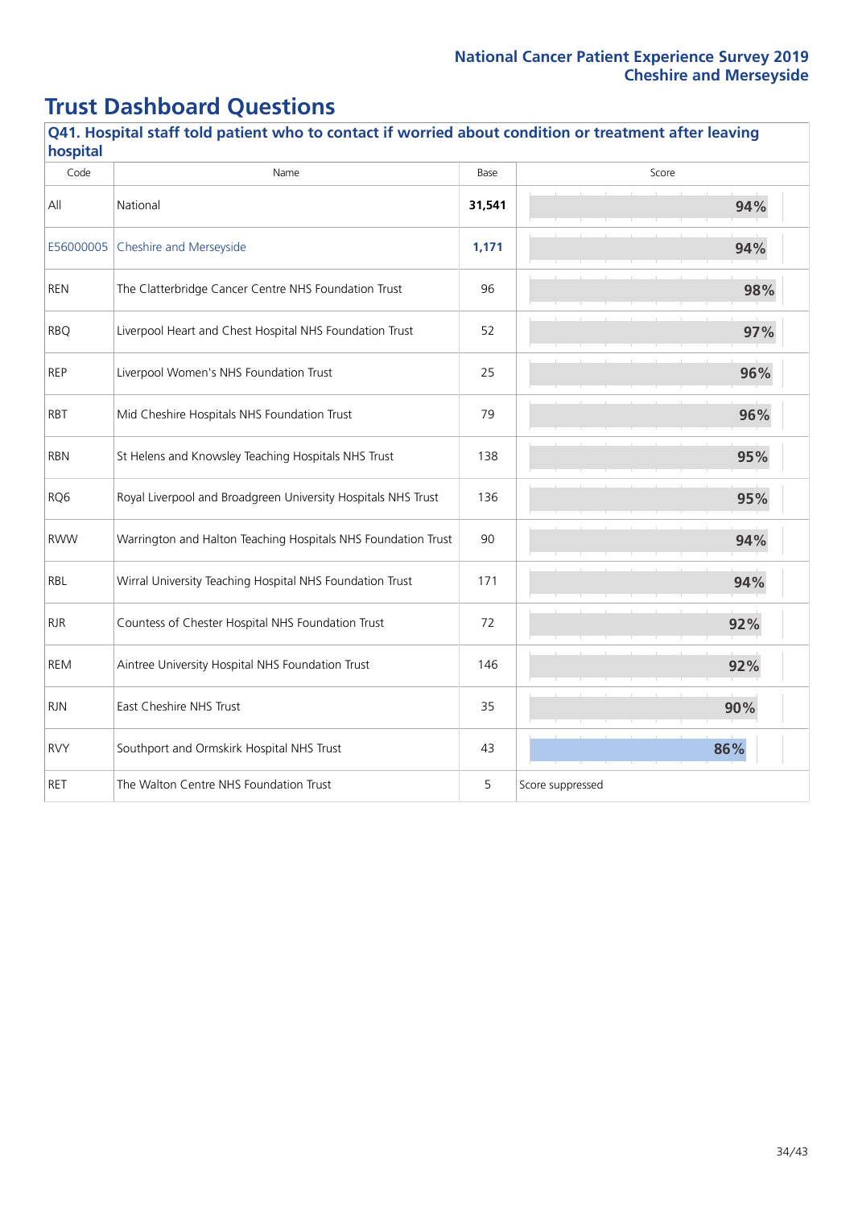# Trust Dashboard Questions

## Q41. Hospital staff told patient who to contact if worried about condition or treatment after leaving hospital

| Code | Name | Base | Score |
|---|---|---|---|
| All | National | **31,541** | 94% |
| E56000005 | Cheshire and Merseyside | **1,171** | 94% |
| REN | The Clatterbridge Cancer Centre NHS Foundation Trust | 96 | 98% |
| RBQ | Liverpool Heart and Chest Hospital NHS Foundation Trust | 52 | 97% |
| REP | Liverpool Women's NHS Foundation Trust | 25 | 96% |
| RBT | Mid Cheshire Hospitals NHS Foundation Trust | 79 | 96% |
| RBN | St Helens and Knowsley Teaching Hospitals NHS Trust | 138 | 95% |
| RQ6 | Royal Liverpool and Broadgreen University Hospitals NHS Trust | 136 | 95% |
| RWW | Warrington and Halton Teaching Hospitals NHS Foundation Trust | 90 | 94% |
| RBL | Wirral University Teaching Hospital NHS Foundation Trust | 171 | 94% |
| RJR | Countess of Chester Hospital NHS Foundation Trust | 72 | 92% |
| REM | Aintree University Hospital NHS Foundation Trust | 146 | 92% |
| RJN | East Cheshire NHS Trust | 35 | 90% |
| RVY | Southport and Ormskirk Hospital NHS Trust | 43 | 86% |
| RET | The Walton Centre NHS Foundation Trust | 5 | Score suppressed |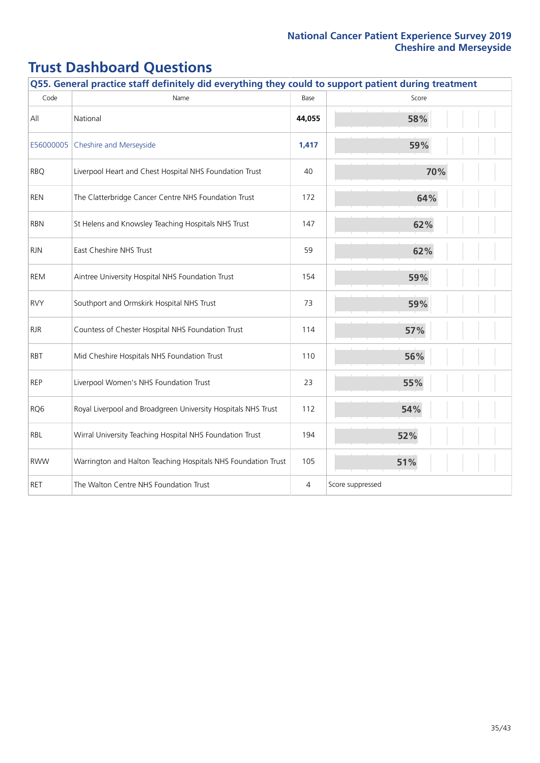# Trust Dashboard Questions

**Q55. General practice staff definitely did everything they could to support patient during treatment**

| Code | Name | Base | Score |
|---|---|---|---|
| All | National | **44,055** | **58%** |
| E56000005 | Cheshire and Merseyside | **1,417** | **59%** |
| RBQ | Liverpool Heart and Chest Hospital NHS Foundation Trust | 40 | **70%** |
| REN | The Clatterbridge Cancer Centre NHS Foundation Trust | 172 | **64%** |
| RBN | St Helens and Knowsley Teaching Hospitals NHS Trust | 147 | **62%** |
| RJN | East Cheshire NHS Trust | 59 | **62%** |
| REM | Aintree University Hospital NHS Foundation Trust | 154 | **59%** |
| RVY | Southport and Ormskirk Hospital NHS Trust | 73 | **59%** |
| RJR | Countess of Chester Hospital NHS Foundation Trust | 114 | **57%** |
| RBT | Mid Cheshire Hospitals NHS Foundation Trust | 110 | **56%** |
| REP | Liverpool Women's NHS Foundation Trust | 23 | **55%** |
| RQ6 | Royal Liverpool and Broadgreen University Hospitals NHS Trust | 112 | **54%** |
| RBL | Wirral University Teaching Hospital NHS Foundation Trust | 194 | **52%** |
| RWW | Warrington and Halton Teaching Hospitals NHS Foundation Trust | 105 | **51%** |
| RET | The Walton Centre NHS Foundation Trust | 4 | Score suppressed |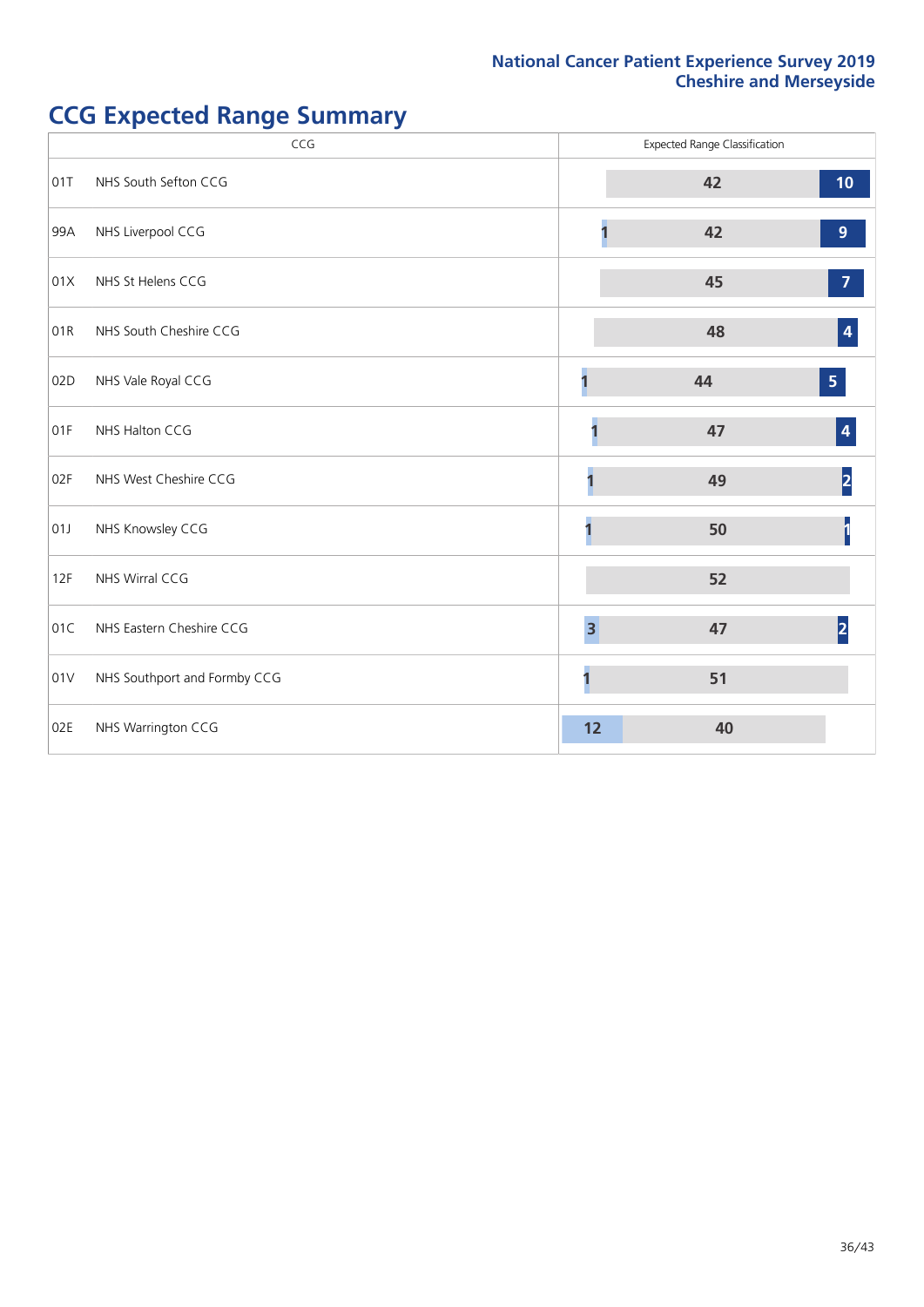# CCG Expected Range Summary

| CCG | | Expected Range Classification | | |
|---|---|---|---|---|
| 01T | NHS South Sefton CCG | | 42 | 10 |
| 99A | NHS Liverpool CCG | 1 | 42 | 9 |
| 01X | NHS St Helens CCG | | 45 | 7 |
| 01R | NHS South Cheshire CCG | | 48 | 4 |
| 02D | NHS Vale Royal CCG | 1 | 44 | 5 |
| 01F | NHS Halton CCG | 1 | 47 | 4 |
| 02F | NHS West Cheshire CCG | 1 | 49 | 2 |
| 01J | NHS Knowsley CCG | 1 | 50 | 1 |
| 12F | NHS Wirral CCG | | 52 | |
| 01C | NHS Eastern Cheshire CCG | 3 | 47 | 2 |
| 01V | NHS Southport and Formby CCG | 1 | 51 | |
| 02E | NHS Warrington CCG | 12 | 40 | |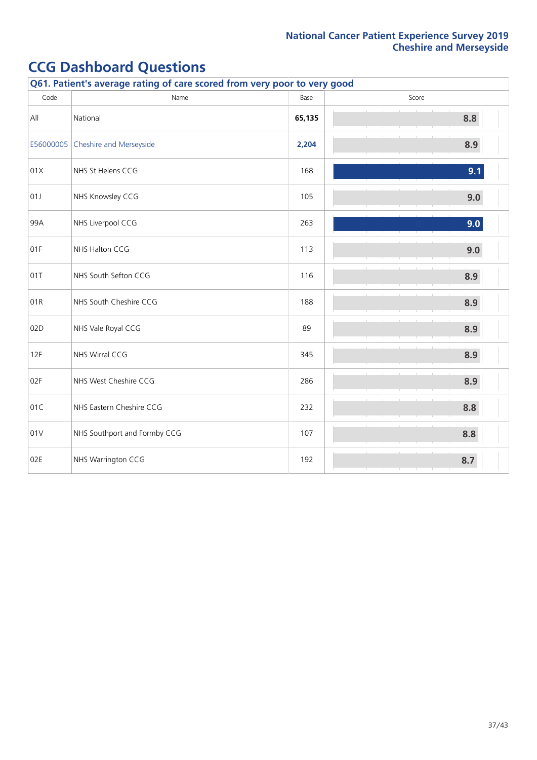## CCG Dashboard Questions

**Q61. Patient's average rating of care scored from very poor to very good**

| Code | Name | Base | Score |
|---|---|---|---|
| All | National | **65,135** | 8.8 |
| E56000005 | Cheshire and Merseyside | **2,204** | 8.9 |
| 01X | NHS St Helens CCG | 168 | 9.1 |
| 01J | NHS Knowsley CCG | 105 | 9.0 |
| 99A | NHS Liverpool CCG | 263 | 9.0 |
| 01F | NHS Halton CCG | 113 | 9.0 |
| 01T | NHS South Sefton CCG | 116 | 8.9 |
| 01R | NHS South Cheshire CCG | 188 | 8.9 |
| 02D | NHS Vale Royal CCG | 89 | 8.9 |
| 12F | NHS Wirral CCG | 345 | 8.9 |
| 02F | NHS West Cheshire CCG | 286 | 8.9 |
| 01C | NHS Eastern Cheshire CCG | 232 | 8.8 |
| 01V | NHS Southport and Formby CCG | 107 | 8.8 |
| 02E | NHS Warrington CCG | 192 | 8.7 |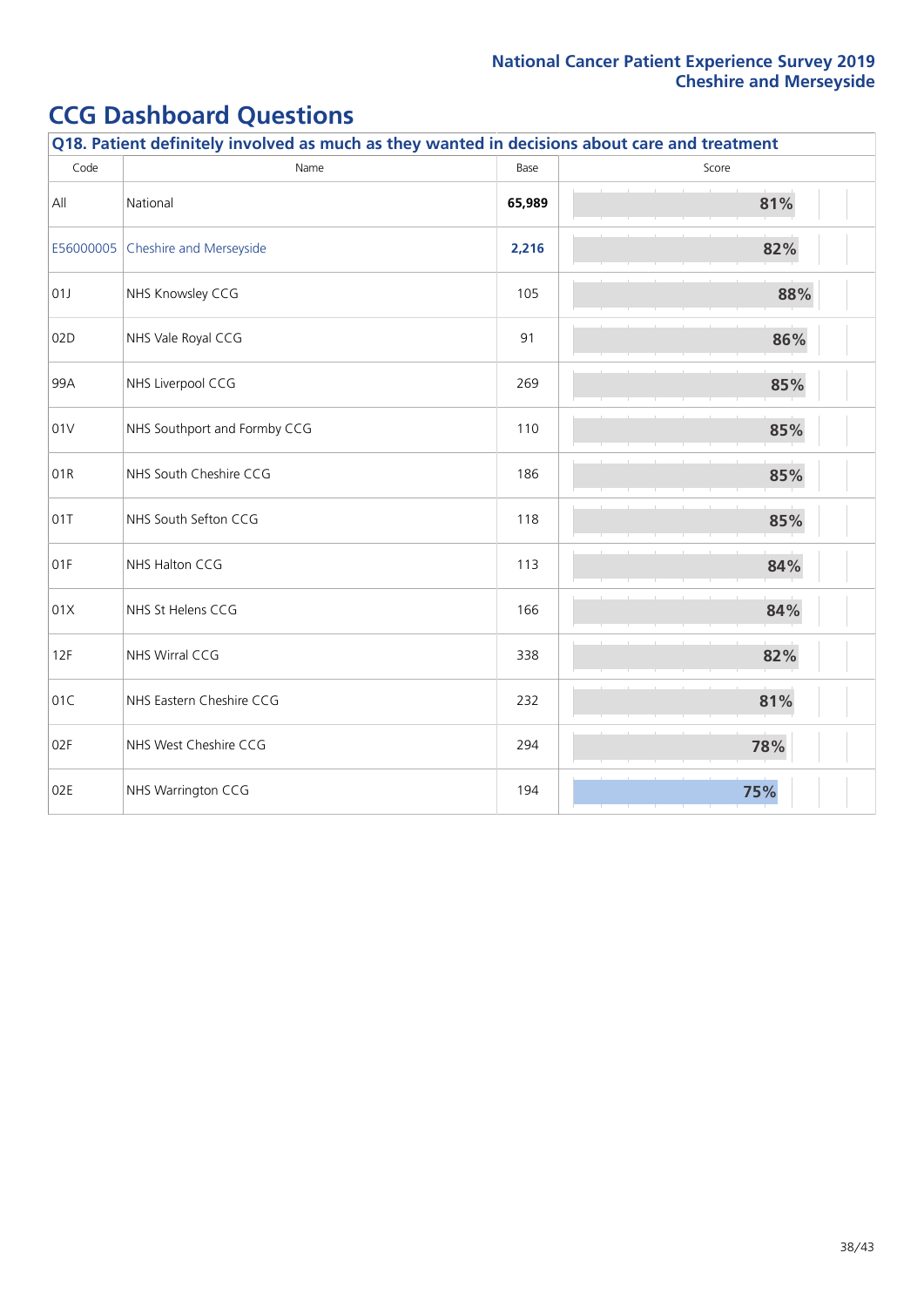# CCG Dashboard Questions

## Q18. Patient definitely involved as much as they wanted in decisions about care and treatment

| Code | Name | Base | Score |
|---|---|---|---|
| All | National | **65,989** | 81% |
| E56000005 | Cheshire and Merseyside | **2,216** | 82% |
| 01J | NHS Knowsley CCG | 105 | 88% |
| 02D | NHS Vale Royal CCG | 91 | 86% |
| 99A | NHS Liverpool CCG | 269 | 85% |
| 01V | NHS Southport and Formby CCG | 110 | 85% |
| 01R | NHS South Cheshire CCG | 186 | 85% |
| 01T | NHS South Sefton CCG | 118 | 85% |
| 01F | NHS Halton CCG | 113 | 84% |
| 01X | NHS St Helens CCG | 166 | 84% |
| 12F | NHS Wirral CCG | 338 | 82% |
| 01C | NHS Eastern Cheshire CCG | 232 | 81% |
| 02F | NHS West Cheshire CCG | 294 | 78% |
| 02E | NHS Warrington CCG | 194 | 75% |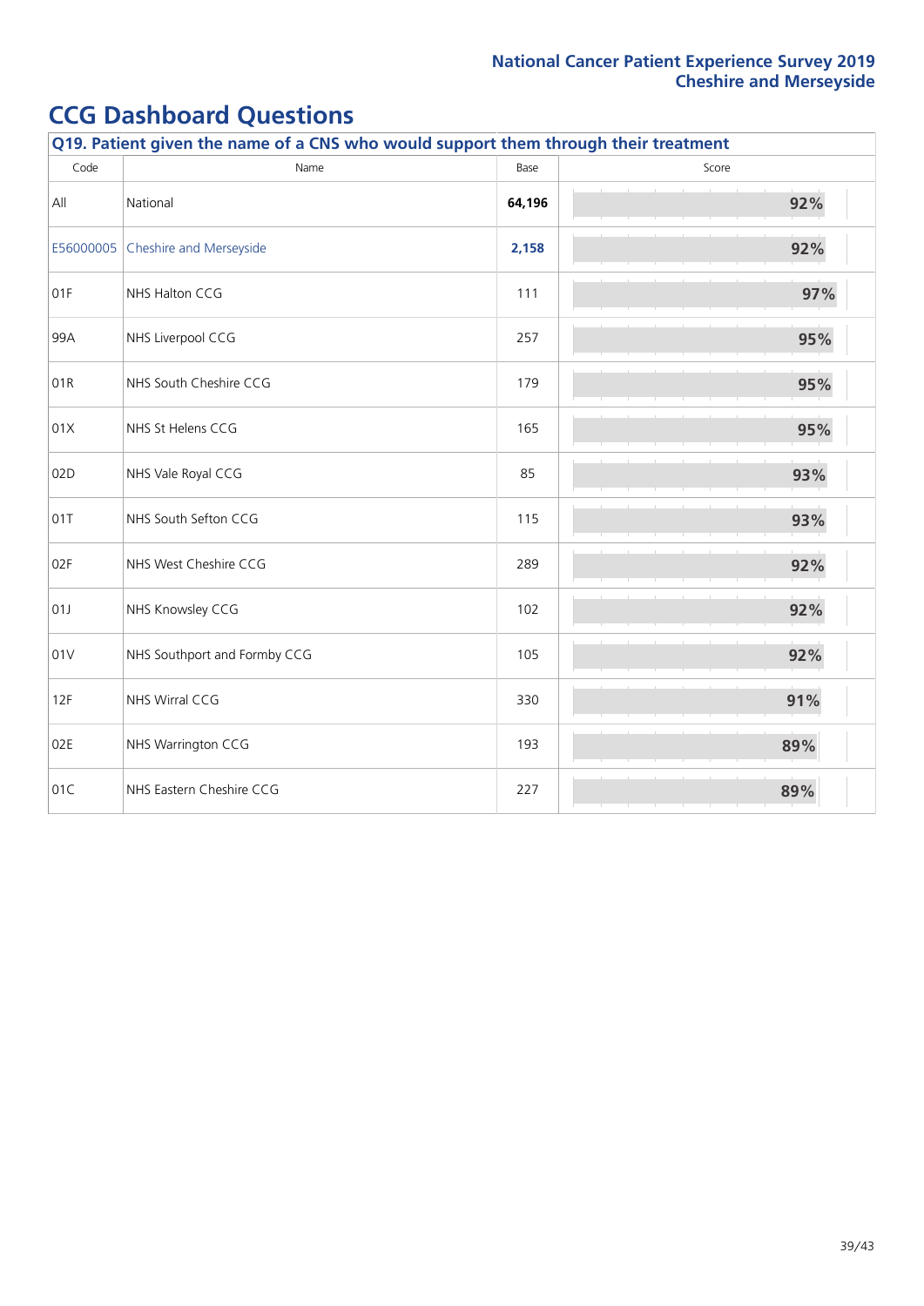# CCG Dashboard Questions

| Q19. Patient given the name of a CNS who would support them through their treatment | | | |
|---|---|---|---|
| Code | Name | Base | Score |
| All | National | **64,196** | 92% |
| E56000005 | Cheshire and Merseyside | **2,158** | 92% |
| 01F | NHS Halton CCG | 111 | 97% |
| 99A | NHS Liverpool CCG | 257 | 95% |
| 01R | NHS South Cheshire CCG | 179 | 95% |
| 01X | NHS St Helens CCG | 165 | 95% |
| 02D | NHS Vale Royal CCG | 85 | 93% |
| 01T | NHS South Sefton CCG | 115 | 93% |
| 02F | NHS West Cheshire CCG | 289 | 92% |
| 01J | NHS Knowsley CCG | 102 | 92% |
| 01V | NHS Southport and Formby CCG | 105 | 92% |
| 12F | NHS Wirral CCG | 330 | 91% |
| 02E | NHS Warrington CCG | 193 | 89% |
| 01C | NHS Eastern Cheshire CCG | 227 | 89% |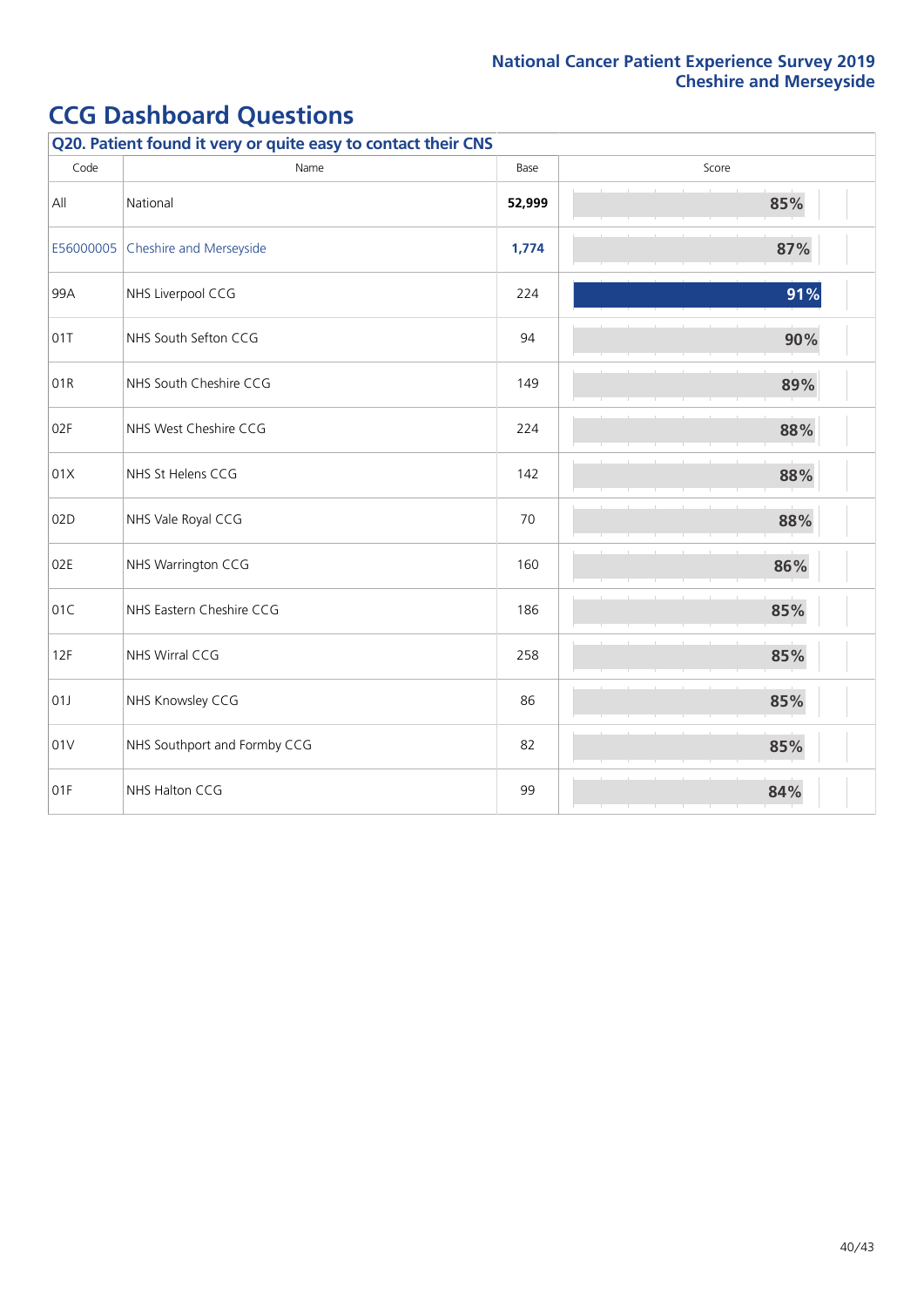# CCG Dashboard Questions

**Q20. Patient found it very or quite easy to contact their CNS**

| Code | Name | Base | Score |
|---|---|---|---|
| All | National | **52,999** | 85% |
| E56000005 | Cheshire and Merseyside | **1,774** | 87% |
| 99A | NHS Liverpool CCG | 224 | 91% |
| 01T | NHS South Sefton CCG | 94 | 90% |
| 01R | NHS South Cheshire CCG | 149 | 89% |
| 02F | NHS West Cheshire CCG | 224 | 88% |
| 01X | NHS St Helens CCG | 142 | 88% |
| 02D | NHS Vale Royal CCG | 70 | 88% |
| 02E | NHS Warrington CCG | 160 | 86% |
| 01C | NHS Eastern Cheshire CCG | 186 | 85% |
| 12F | NHS Wirral CCG | 258 | 85% |
| 01J | NHS Knowsley CCG | 86 | 85% |
| 01V | NHS Southport and Formby CCG | 82 | 85% |
| 01F | NHS Halton CCG | 99 | 84% |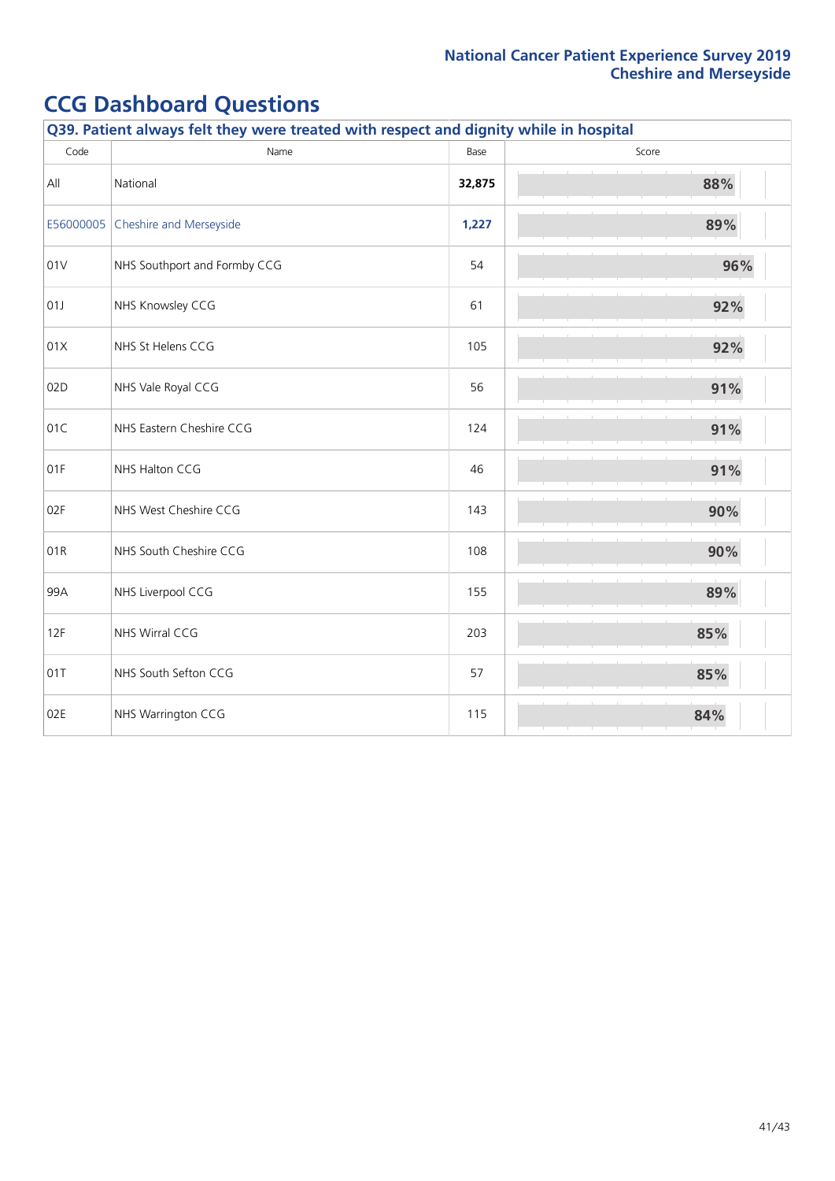## CCG Dashboard Questions

| Q39. Patient always felt they were treated with respect and dignity while in hospital | | | |
|---|---|---|---|
| Code | Name | Base | Score |
| All | National | **32,875** | **88%** |
| E56000005 | Cheshire and Merseyside | **1,227** | **89%** |
| 01V | NHS Southport and Formby CCG | 54 | **96%** |
| 01J | NHS Knowsley CCG | 61 | **92%** |
| 01X | NHS St Helens CCG | 105 | **92%** |
| 02D | NHS Vale Royal CCG | 56 | **91%** |
| 01C | NHS Eastern Cheshire CCG | 124 | **91%** |
| 01F | NHS Halton CCG | 46 | **91%** |
| 02F | NHS West Cheshire CCG | 143 | **90%** |
| 01R | NHS South Cheshire CCG | 108 | **90%** |
| 99A | NHS Liverpool CCG | 155 | **89%** |
| 12F | NHS Wirral CCG | 203 | **85%** |
| 01T | NHS South Sefton CCG | 57 | **85%** |
| 02E | NHS Warrington CCG | 115 | **84%** |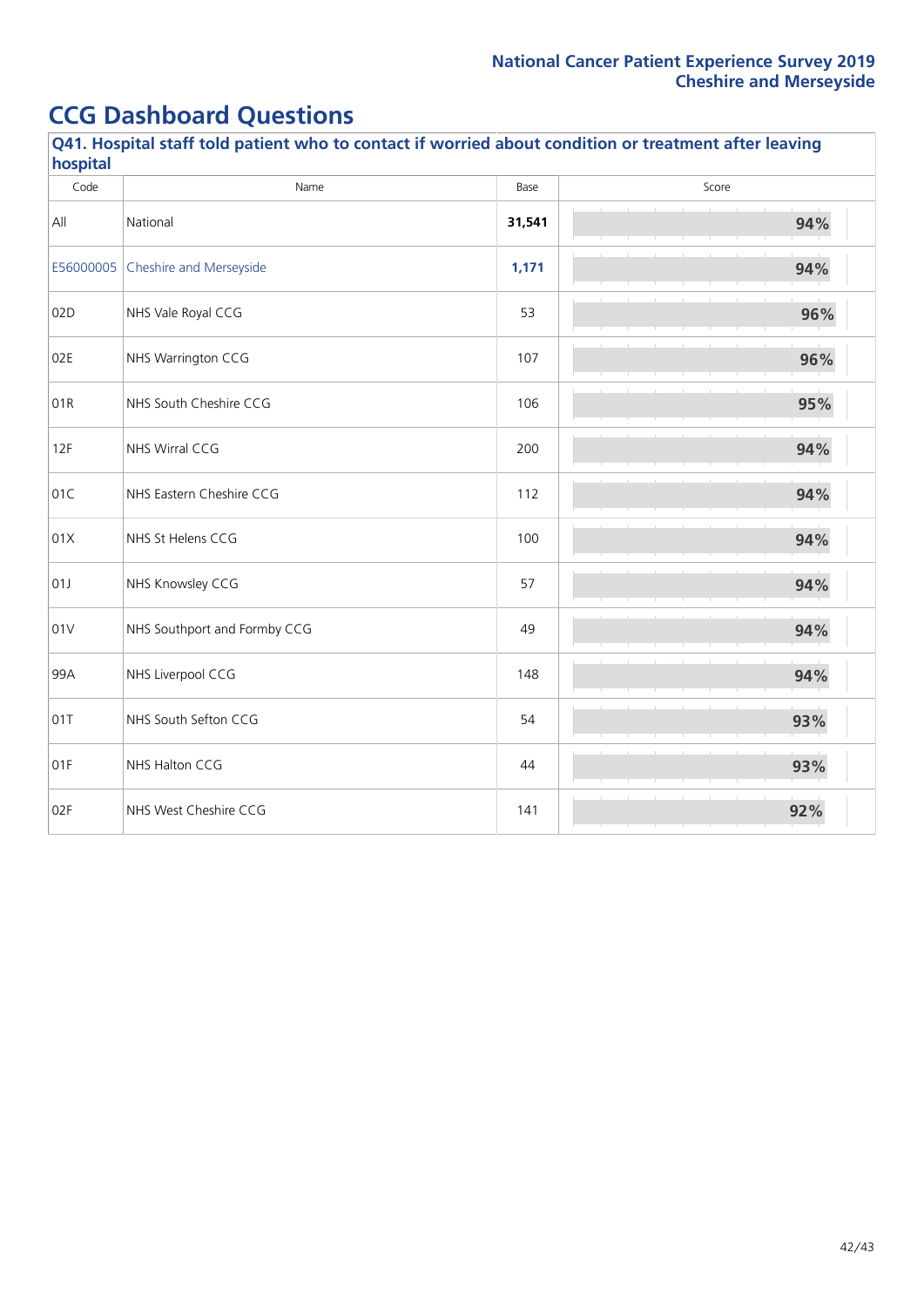# CCG Dashboard Questions

## Q41. Hospital staff told patient who to contact if worried about condition or treatment after leaving hospital

| Code | Name | Base | Score |
|---|---|---|---|
| All | National | **31,541** | 94% |
| E56000005 | Cheshire and Merseyside | **1,171** | 94% |
| 02D | NHS Vale Royal CCG | 53 | 96% |
| 02E | NHS Warrington CCG | 107 | 96% |
| 01R | NHS South Cheshire CCG | 106 | 95% |
| 12F | NHS Wirral CCG | 200 | 94% |
| 01C | NHS Eastern Cheshire CCG | 112 | 94% |
| 01X | NHS St Helens CCG | 100 | 94% |
| 01J | NHS Knowsley CCG | 57 | 94% |
| 01V | NHS Southport and Formby CCG | 49 | 94% |
| 99A | NHS Liverpool CCG | 148 | 94% |
| 01T | NHS South Sefton CCG | 54 | 93% |
| 01F | NHS Halton CCG | 44 | 93% |
| 02F | NHS West Cheshire CCG | 141 | 92% |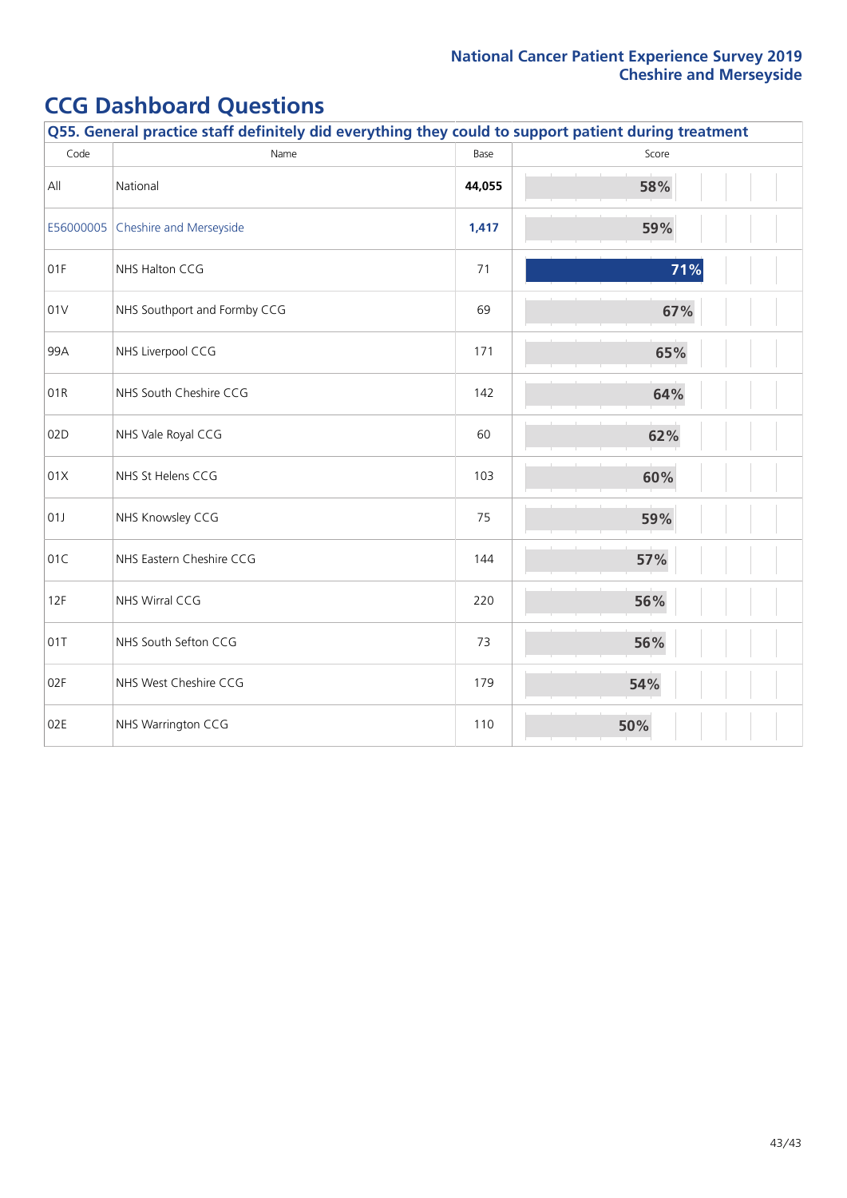## CCG Dashboard Questions

| Q55. General practice staff definitely did everything they could to support patient during treatment | | | |
|---|---|---|---|
| Code | Name | Base | Score |
| All | National | **44,055** | 58% |
| E56000005 | Cheshire and Merseyside | **1,417** | 59% |
| 01F | NHS Halton CCG | 71 | 71% |
| 01V | NHS Southport and Formby CCG | 69 | 67% |
| 99A | NHS Liverpool CCG | 171 | 65% |
| 01R | NHS South Cheshire CCG | 142 | 64% |
| 02D | NHS Vale Royal CCG | 60 | 62% |
| 01X | NHS St Helens CCG | 103 | 60% |
| 01J | NHS Knowsley CCG | 75 | 59% |
| 01C | NHS Eastern Cheshire CCG | 144 | 57% |
| 12F | NHS Wirral CCG | 220 | 56% |
| 01T | NHS South Sefton CCG | 73 | 56% |
| 02F | NHS West Cheshire CCG | 179 | 54% |
| 02E | NHS Warrington CCG | 110 | 50% |